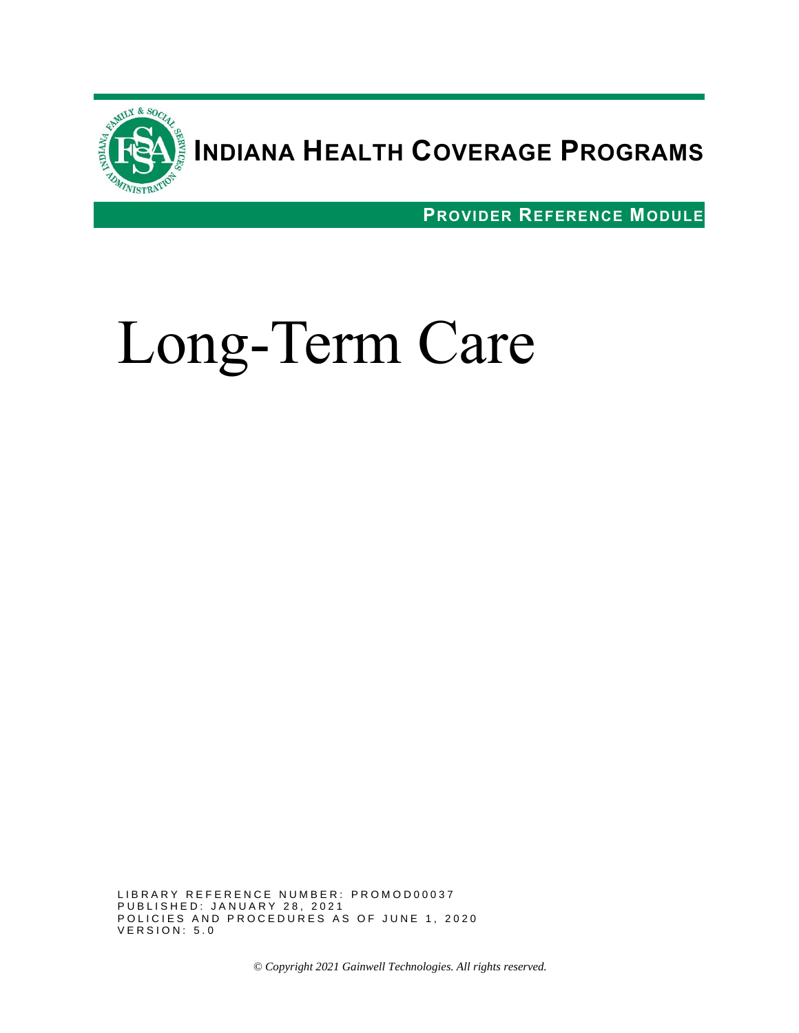# INDIANA HEALTH COVERAGE PROGRAMS

**PROVIDER REFERENCE MODULE**

# Long-Term Care

LIBRARY REFERENCE NUMBER: PROMOD00037
PUBLISHED: JANUARY 28, 2021
POLICIES AND PROCEDURES AS OF JUNE 1, 2020
VERSION: 5.0

*© Copyright 2021 Gainwell Technologies. All rights reserved.*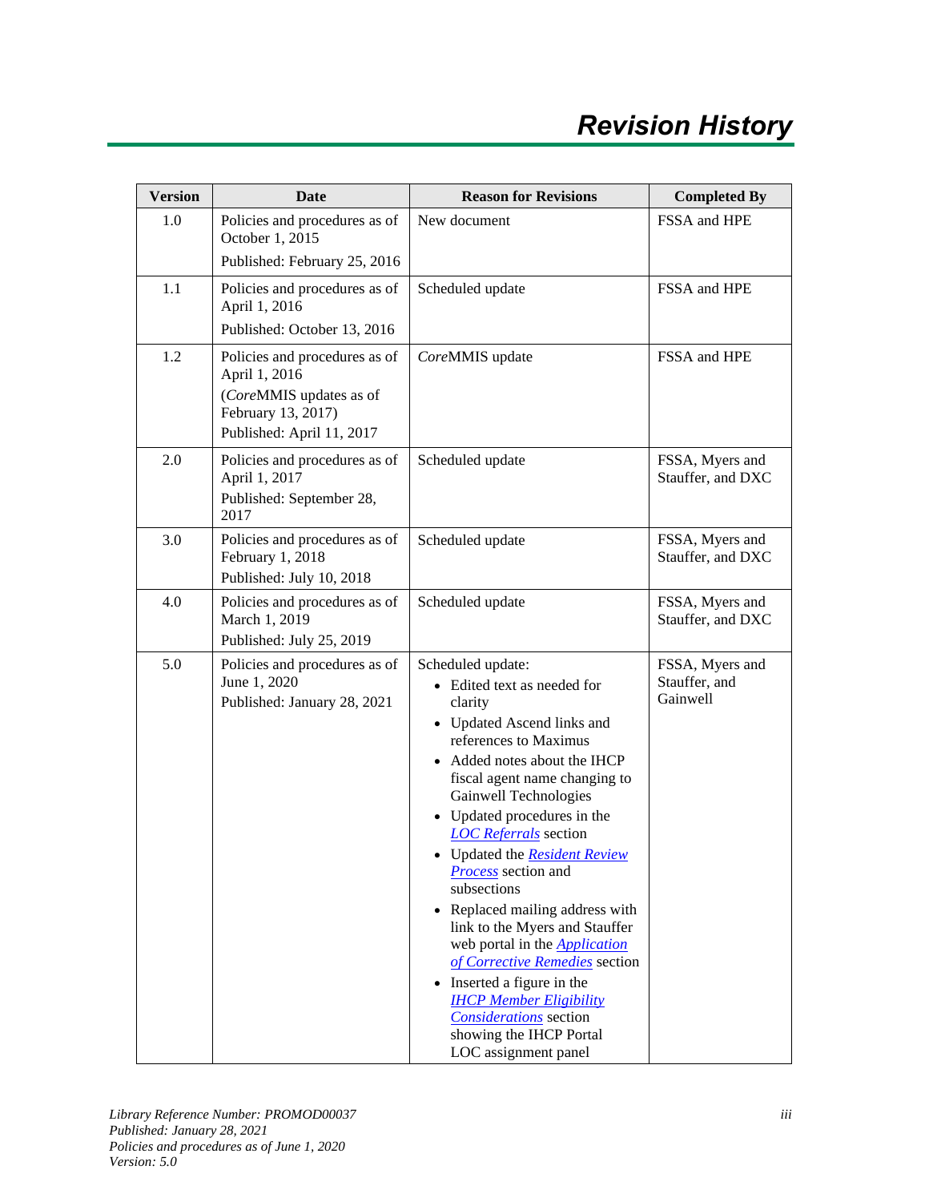# Revision History

| Version | Date | Reason for Revisions | Completed By |
|---|---|---|---|
| 1.0 | Policies and procedures as of October 1, 2015<br>Published: February 25, 2016 | New document | FSSA and HPE |
| 1.1 | Policies and procedures as of April 1, 2016<br>Published: October 13, 2016 | Scheduled update | FSSA and HPE |
| 1.2 | Policies and procedures as of April 1, 2016<br>(*Core*MMIS updates as of February 13, 2017)<br>Published: April 11, 2017 | *Core*MMIS update | FSSA and HPE |
| 2.0 | Policies and procedures as of April 1, 2017<br>Published: September 28, 2017 | Scheduled update | FSSA, Myers and Stauffer, and DXC |
| 3.0 | Policies and procedures as of February 1, 2018<br>Published: July 10, 2018 | Scheduled update | FSSA, Myers and Stauffer, and DXC |
| 4.0 | Policies and procedures as of March 1, 2019<br>Published: July 25, 2019 | Scheduled update | FSSA, Myers and Stauffer, and DXC |
| 5.0 | Policies and procedures as of June 1, 2020<br>Published: January 28, 2021 | Scheduled update:<br>• Edited text as needed for clarity<br>• Updated Ascend links and references to Maximus<br>• Added notes about the IHCP fiscal agent name changing to Gainwell Technologies<br>• Updated procedures in the *LOC Referrals* section<br>• Updated the *Resident Review Process* section and subsections<br>• Replaced mailing address with link to the Myers and Stauffer web portal in the *Application of Corrective Remedies* section<br>• Inserted a figure in the *IHCP Member Eligibility Considerations* section showing the IHCP Portal LOC assignment panel | FSSA, Myers and Stauffer, and Gainwell |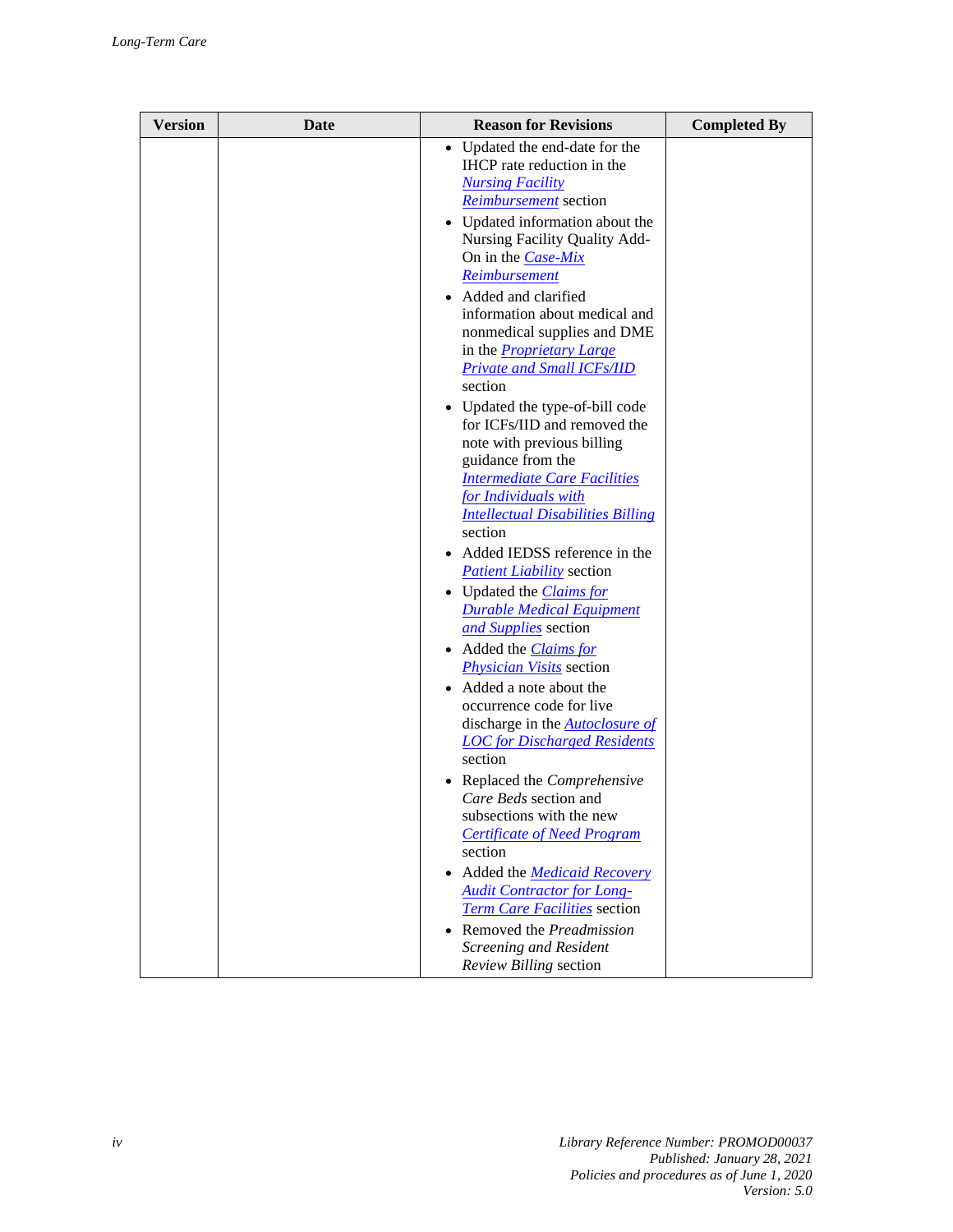| Version | Date | Reason for Revisions | Completed By |
|---|---|---|---|
| | | • Updated the end-date for the IHCP rate reduction in the *Nursing Facility Reimbursement* section<br>• Updated information about the Nursing Facility Quality Add-On in the *Case-Mix Reimbursement*<br>• Added and clarified information about medical and nonmedical supplies and DME in the *Proprietary Large Private and Small ICFs/IID* section<br>• Updated the type-of-bill code for ICFs/IID and removed the note with previous billing guidance from the *Intermediate Care Facilities for Individuals with Intellectual Disabilities Billing* section<br>• Added IEDSS reference in the *Patient Liability* section<br>• Updated the *Claims for Durable Medical Equipment and Supplies* section<br>• Added the *Claims for Physician Visits* section<br>• Added a note about the occurrence code for live discharge in the *Autoclosure of LOC for Discharged Residents* section<br>• Replaced the *Comprehensive Care Beds* section and subsections with the new *Certificate of Need Program* section<br>• Added the *Medicaid Recovery Audit Contractor for Long-Term Care Facilities* section<br>• Removed the *Preadmission Screening and Resident Review Billing* section | |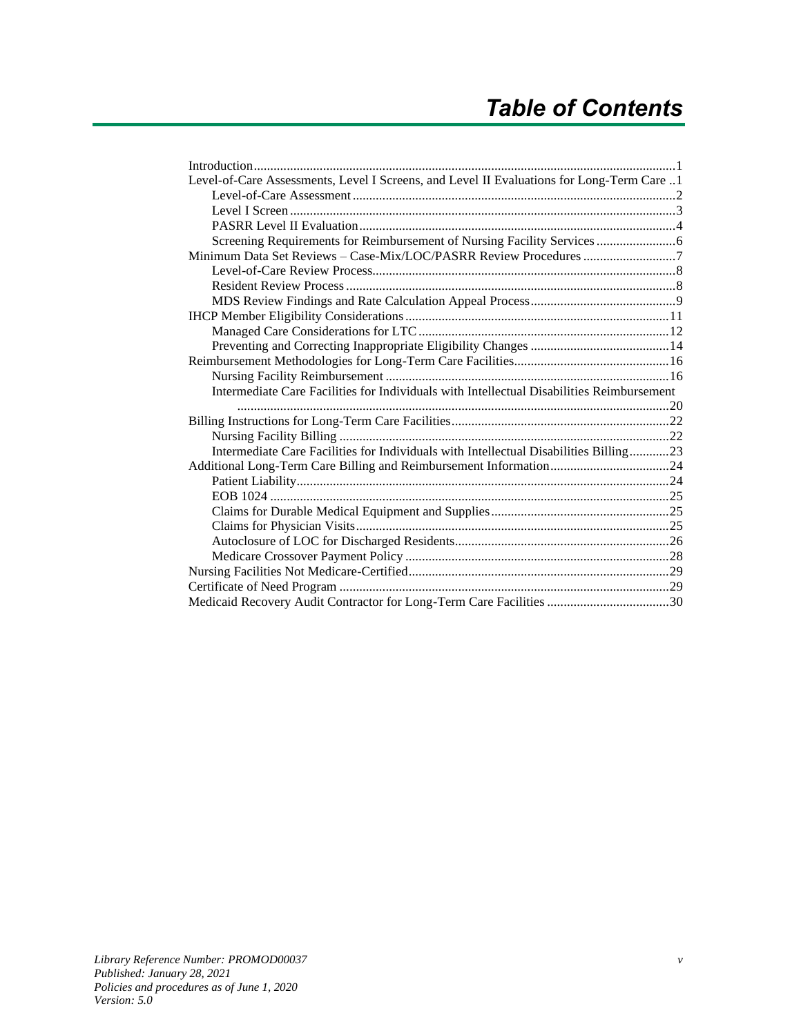# Table of Contents

Introduction ........................................................................................................................ 1

Level-of-Care Assessments, Level I Screens, and Level II Evaluations for Long-Term Care .. 1

- Level-of-Care Assessment ................................................................................................ 2
- Level I Screen .................................................................................................................. 3
- PASRR Level II Evaluation .............................................................................................. 4
- Screening Requirements for Reimbursement of Nursing Facility Services ........................ 6

Minimum Data Set Reviews – Case-Mix/LOC/PASRR Review Procedures ............................ 7

- Level-of-Care Review Process.......................................................................................... 8
- Resident Review Process .................................................................................................. 8
- MDS Review Findings and Rate Calculation Appeal Process ............................................ 9

IHCP Member Eligibility Considerations ............................................................................... 11

- Managed Care Considerations for LTC ........................................................................... 12
- Preventing and Correcting Inappropriate Eligibility Changes .......................................... 14

Reimbursement Methodologies for Long-Term Care Facilities............................................... 16

- Nursing Facility Reimbursement .................................................................................... 16
- Intermediate Care Facilities for Individuals with Intellectual Disabilities Reimbursement ................................................................................................................. 20

Billing Instructions for Long-Term Care Facilities.................................................................. 22

- Nursing Facility Billing .................................................................................................. 22
- Intermediate Care Facilities for Individuals with Intellectual Disabilities Billing ............ 23

Additional Long-Term Care Billing and Reimbursement Information .................................... 24

- Patient Liability............................................................................................................... 24
- EOB 1024 ....................................................................................................................... 25
- Claims for Durable Medical Equipment and Supplies ..................................................... 25
- Claims for Physician Visits.............................................................................................. 25
- Autoclosure of LOC for Discharged Residents................................................................ 26
- Medicare Crossover Payment Policy ............................................................................... 28

Nursing Facilities Not Medicare-Certified.............................................................................. 29

Certificate of Need Program .................................................................................................. 29

Medicaid Recovery Audit Contractor for Long-Term Care Facilities ..................................... 30

*Library Reference Number: PROMOD00037*
*Published: January 28, 2021*
*Policies and procedures as of June 1, 2020*
*Version: 5.0*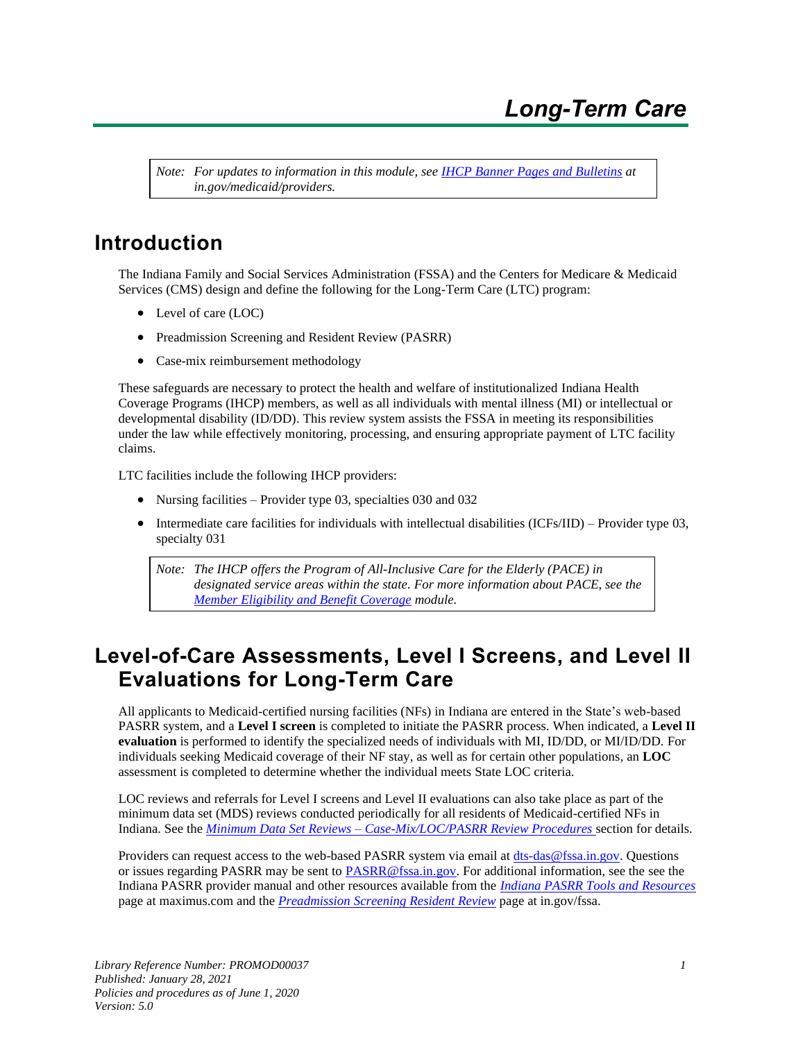# Long-Term Care

> *Note: For updates to information in this module, see IHCP Banner Pages and Bulletins at in.gov/medicaid/providers.*

## Introduction

The Indiana Family and Social Services Administration (FSSA) and the Centers for Medicare & Medicaid Services (CMS) design and define the following for the Long-Term Care (LTC) program:

- Level of care (LOC)
- Preadmission Screening and Resident Review (PASRR)
- Case-mix reimbursement methodology

These safeguards are necessary to protect the health and welfare of institutionalized Indiana Health Coverage Programs (IHCP) members, as well as all individuals with mental illness (MI) or intellectual or developmental disability (ID/DD). This review system assists the FSSA in meeting its responsibilities under the law while effectively monitoring, processing, and ensuring appropriate payment of LTC facility claims.

LTC facilities include the following IHCP providers:

- Nursing facilities – Provider type 03, specialties 030 and 032
- Intermediate care facilities for individuals with intellectual disabilities (ICFs/IID) – Provider type 03, specialty 031

> *Note: The IHCP offers the Program of All-Inclusive Care for the Elderly (PACE) in designated service areas within the state. For more information about PACE, see the Member Eligibility and Benefit Coverage module.*

## Level-of-Care Assessments, Level I Screens, and Level II Evaluations for Long-Term Care

All applicants to Medicaid-certified nursing facilities (NFs) in Indiana are entered in the State's web-based PASRR system, and a **Level I screen** is completed to initiate the PASRR process. When indicated, a **Level II evaluation** is performed to identify the specialized needs of individuals with MI, ID/DD, or MI/ID/DD. For individuals seeking Medicaid coverage of their NF stay, as well as for certain other populations, an **LOC** assessment is completed to determine whether the individual meets State LOC criteria.

LOC reviews and referrals for Level I screens and Level II evaluations can also take place as part of the minimum data set (MDS) reviews conducted periodically for all residents of Medicaid-certified NFs in Indiana. See the *Minimum Data Set Reviews – Case-Mix/LOC/PASRR Review Procedures* section for details.

Providers can request access to the web-based PASRR system via email at dts-das@fssa.in.gov. Questions or issues regarding PASRR may be sent to PASRR@fssa.in.gov. For additional information, see the see the Indiana PASRR provider manual and other resources available from the *Indiana PASRR Tools and Resources* page at maximus.com and the *Preadmission Screening Resident Review* page at in.gov/fssa.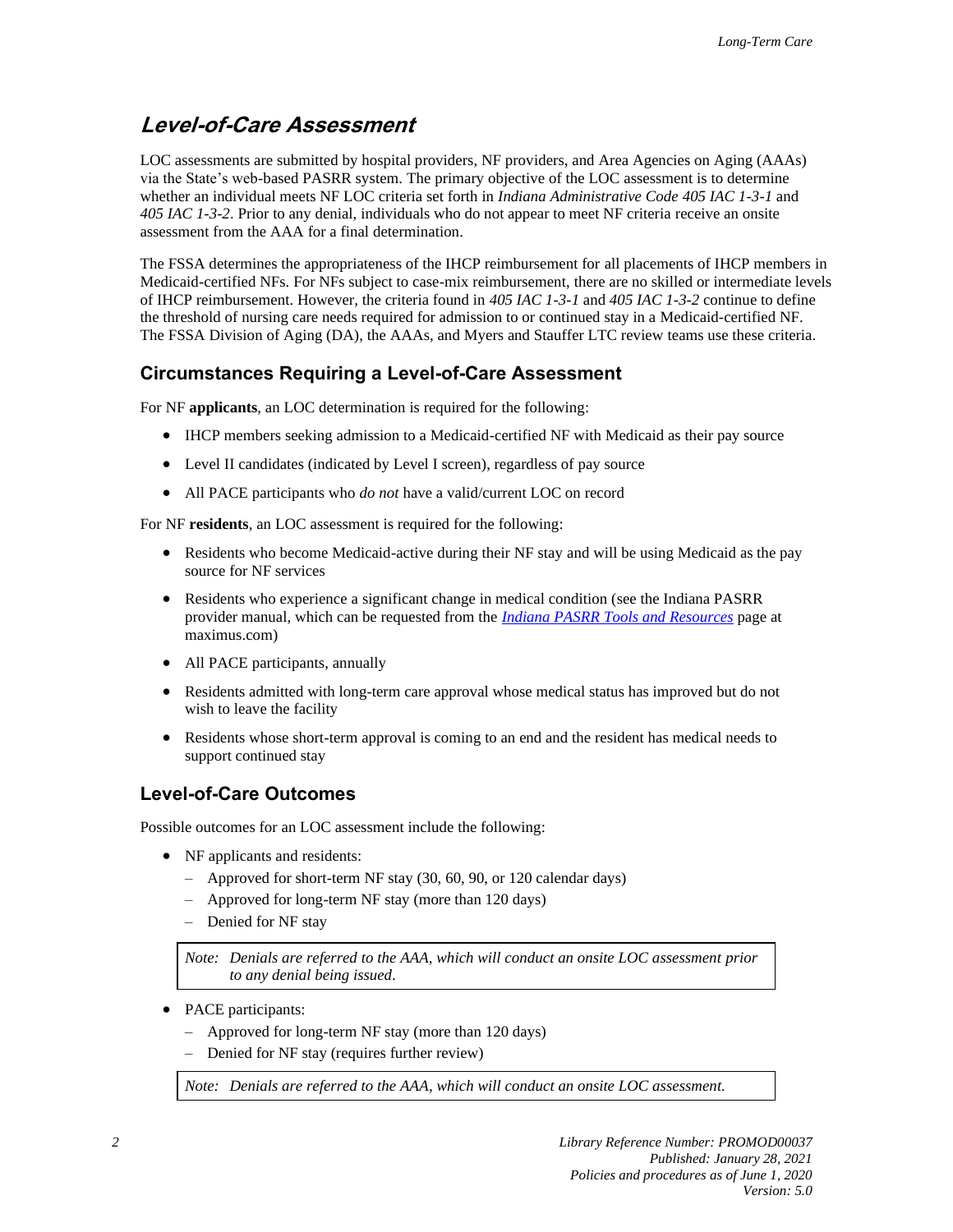## *Level-of-Care Assessment*

LOC assessments are submitted by hospital providers, NF providers, and Area Agencies on Aging (AAAs) via the State's web-based PASRR system. The primary objective of the LOC assessment is to determine whether an individual meets NF LOC criteria set forth in *Indiana Administrative Code 405 IAC 1-3-1* and *405 IAC 1-3-2*. Prior to any denial, individuals who do not appear to meet NF criteria receive an onsite assessment from the AAA for a final determination.

The FSSA determines the appropriateness of the IHCP reimbursement for all placements of IHCP members in Medicaid-certified NFs. For NFs subject to case-mix reimbursement, there are no skilled or intermediate levels of IHCP reimbursement. However, the criteria found in *405 IAC 1-3-1* and *405 IAC 1-3-2* continue to define the threshold of nursing care needs required for admission to or continued stay in a Medicaid-certified NF. The FSSA Division of Aging (DA), the AAAs, and Myers and Stauffer LTC review teams use these criteria.

### Circumstances Requiring a Level-of-Care Assessment

For NF **applicants**, an LOC determination is required for the following:

- IHCP members seeking admission to a Medicaid-certified NF with Medicaid as their pay source
- Level II candidates (indicated by Level I screen), regardless of pay source
- All PACE participants who *do not* have a valid/current LOC on record

For NF **residents**, an LOC assessment is required for the following:

- Residents who become Medicaid-active during their NF stay and will be using Medicaid as the pay source for NF services
- Residents who experience a significant change in medical condition (see the Indiana PASRR provider manual, which can be requested from the [*Indiana PASRR Tools and Resources*]() page at maximus.com)
- All PACE participants, annually
- Residents admitted with long-term care approval whose medical status has improved but do not wish to leave the facility
- Residents whose short-term approval is coming to an end and the resident has medical needs to support continued stay

### Level-of-Care Outcomes

Possible outcomes for an LOC assessment include the following:

- NF applicants and residents:
  - Approved for short-term NF stay (30, 60, 90, or 120 calendar days)
  - Approved for long-term NF stay (more than 120 days)
  - Denied for NF stay

> *Note: Denials are referred to the AAA, which will conduct an onsite LOC assessment prior to any denial being issued.*

- PACE participants:
  - Approved for long-term NF stay (more than 120 days)
  - Denied for NF stay (requires further review)

> *Note: Denials are referred to the AAA, which will conduct an onsite LOC assessment.*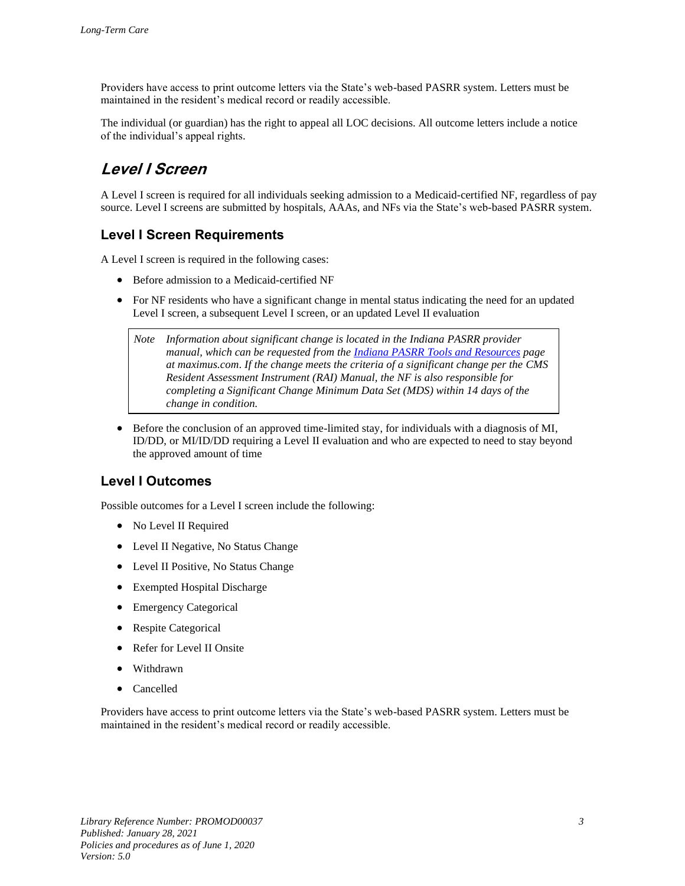Providers have access to print outcome letters via the State's web-based PASRR system. Letters must be maintained in the resident's medical record or readily accessible.

The individual (or guardian) has the right to appeal all LOC decisions. All outcome letters include a notice of the individual's appeal rights.

## Level I Screen

A Level I screen is required for all individuals seeking admission to a Medicaid-certified NF, regardless of pay source. Level I screens are submitted by hospitals, AAAs, and NFs via the State's web-based PASRR system.

### Level I Screen Requirements

A Level I screen is required in the following cases:

- Before admission to a Medicaid-certified NF
- For NF residents who have a significant change in mental status indicating the need for an updated Level I screen, a subsequent Level I screen, or an updated Level II evaluation

> *Note* *Information about significant change is located in the Indiana PASRR provider manual, which can be requested from the [Indiana PASRR Tools and Resources](Indiana PASRR Tools and Resources) page at maximus.com. If the change meets the criteria of a significant change per the CMS Resident Assessment Instrument (RAI) Manual, the NF is also responsible for completing a Significant Change Minimum Data Set (MDS) within 14 days of the change in condition.*

- Before the conclusion of an approved time-limited stay, for individuals with a diagnosis of MI, ID/DD, or MI/ID/DD requiring a Level II evaluation and who are expected to need to stay beyond the approved amount of time

### Level I Outcomes

Possible outcomes for a Level I screen include the following:

- No Level II Required
- Level II Negative, No Status Change
- Level II Positive, No Status Change
- Exempted Hospital Discharge
- Emergency Categorical
- Respite Categorical
- Refer for Level II Onsite
- Withdrawn
- Cancelled

Providers have access to print outcome letters via the State's web-based PASRR system. Letters must be maintained in the resident's medical record or readily accessible.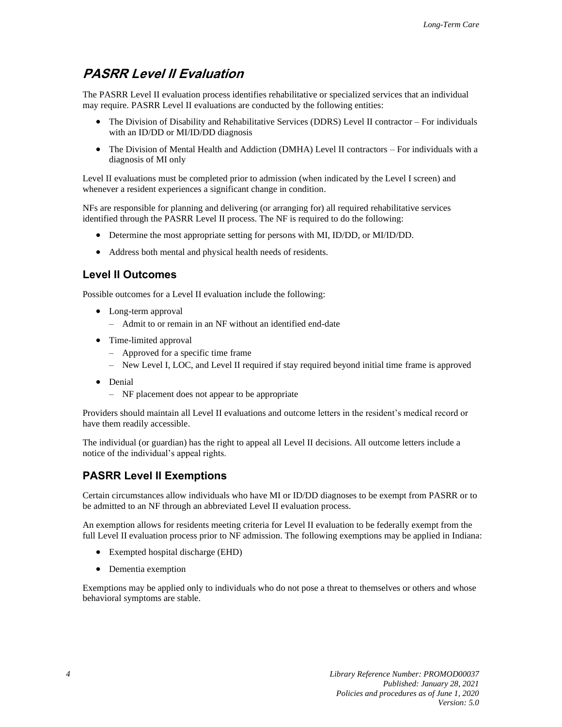## PASRR Level II Evaluation

The PASRR Level II evaluation process identifies rehabilitative or specialized services that an individual may require. PASRR Level II evaluations are conducted by the following entities:

- The Division of Disability and Rehabilitative Services (DDRS) Level II contractor – For individuals with an ID/DD or MI/ID/DD diagnosis
- The Division of Mental Health and Addiction (DMHA) Level II contractors – For individuals with a diagnosis of MI only

Level II evaluations must be completed prior to admission (when indicated by the Level I screen) and whenever a resident experiences a significant change in condition.

NFs are responsible for planning and delivering (or arranging for) all required rehabilitative services identified through the PASRR Level II process. The NF is required to do the following:

- Determine the most appropriate setting for persons with MI, ID/DD, or MI/ID/DD.
- Address both mental and physical health needs of residents.

### Level II Outcomes

Possible outcomes for a Level II evaluation include the following:

- Long-term approval
  - Admit to or remain in an NF without an identified end-date
- Time-limited approval
  - Approved for a specific time frame
  - New Level I, LOC, and Level II required if stay required beyond initial time frame is approved
- Denial
  - NF placement does not appear to be appropriate

Providers should maintain all Level II evaluations and outcome letters in the resident's medical record or have them readily accessible.

The individual (or guardian) has the right to appeal all Level II decisions. All outcome letters include a notice of the individual's appeal rights.

### PASRR Level II Exemptions

Certain circumstances allow individuals who have MI or ID/DD diagnoses to be exempt from PASRR or to be admitted to an NF through an abbreviated Level II evaluation process.

An exemption allows for residents meeting criteria for Level II evaluation to be federally exempt from the full Level II evaluation process prior to NF admission. The following exemptions may be applied in Indiana:

- Exempted hospital discharge (EHD)
- Dementia exemption

Exemptions may be applied only to individuals who do not pose a threat to themselves or others and whose behavioral symptoms are stable.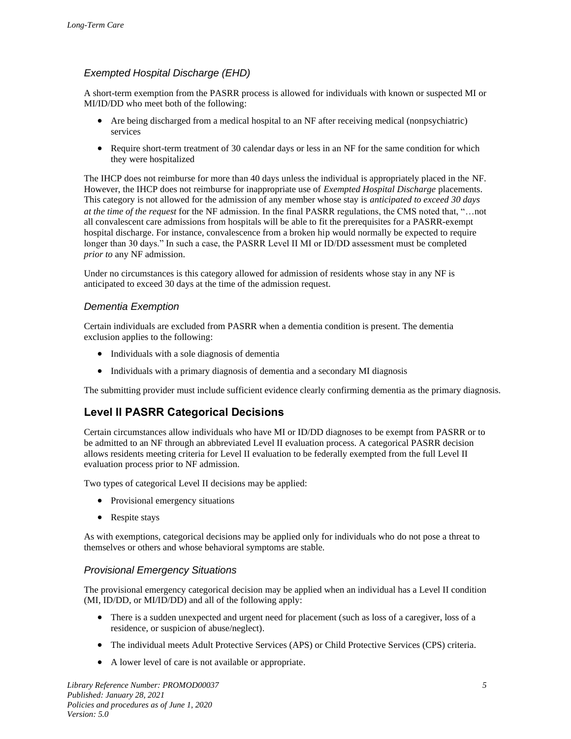### *Exempted Hospital Discharge (EHD)*

A short-term exemption from the PASRR process is allowed for individuals with known or suspected MI or MI/ID/DD who meet both of the following:

- Are being discharged from a medical hospital to an NF after receiving medical (nonpsychiatric) services
- Require short-term treatment of 30 calendar days or less in an NF for the same condition for which they were hospitalized

The IHCP does not reimburse for more than 40 days unless the individual is appropriately placed in the NF. However, the IHCP does not reimburse for inappropriate use of *Exempted Hospital Discharge* placements. This category is not allowed for the admission of any member whose stay is *anticipated to exceed 30 days at the time of the request* for the NF admission. In the final PASRR regulations, the CMS noted that, "…not all convalescent care admissions from hospitals will be able to fit the prerequisites for a PASRR-exempt hospital discharge. For instance, convalescence from a broken hip would normally be expected to require longer than 30 days." In such a case, the PASRR Level II MI or ID/DD assessment must be completed *prior to* any NF admission.

Under no circumstances is this category allowed for admission of residents whose stay in any NF is anticipated to exceed 30 days at the time of the admission request.

### *Dementia Exemption*

Certain individuals are excluded from PASRR when a dementia condition is present. The dementia exclusion applies to the following:

- Individuals with a sole diagnosis of dementia
- Individuals with a primary diagnosis of dementia and a secondary MI diagnosis

The submitting provider must include sufficient evidence clearly confirming dementia as the primary diagnosis.

## Level II PASRR Categorical Decisions

Certain circumstances allow individuals who have MI or ID/DD diagnoses to be exempt from PASRR or to be admitted to an NF through an abbreviated Level II evaluation process. A categorical PASRR decision allows residents meeting criteria for Level II evaluation to be federally exempted from the full Level II evaluation process prior to NF admission.

Two types of categorical Level II decisions may be applied:

- Provisional emergency situations
- Respite stays

As with exemptions, categorical decisions may be applied only for individuals who do not pose a threat to themselves or others and whose behavioral symptoms are stable.

### *Provisional Emergency Situations*

The provisional emergency categorical decision may be applied when an individual has a Level II condition (MI, ID/DD, or MI/ID/DD) and all of the following apply:

- There is a sudden unexpected and urgent need for placement (such as loss of a caregiver, loss of a residence, or suspicion of abuse/neglect).
- The individual meets Adult Protective Services (APS) or Child Protective Services (CPS) criteria.
- A lower level of care is not available or appropriate.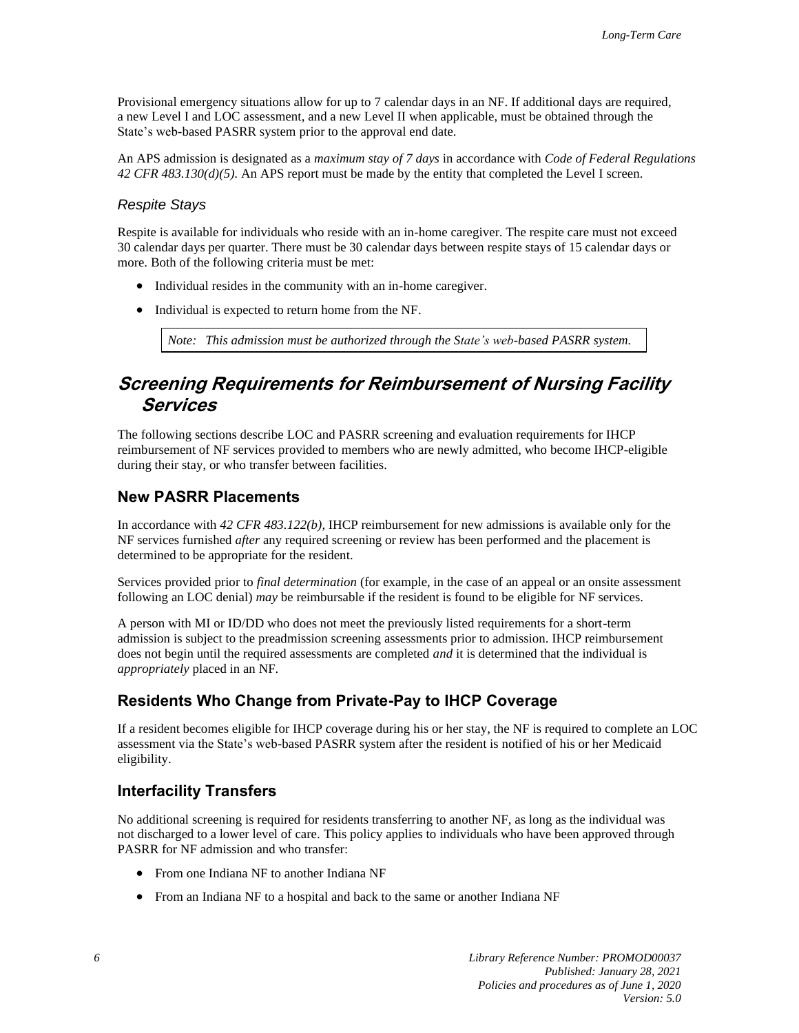Provisional emergency situations allow for up to 7 calendar days in an NF. If additional days are required, a new Level I and LOC assessment, and a new Level II when applicable, must be obtained through the State's web-based PASRR system prior to the approval end date.

An APS admission is designated as a *maximum stay of 7 days* in accordance with *Code of Federal Regulations 42 CFR 483.130(d)(5).* An APS report must be made by the entity that completed the Level I screen.

#### *Respite Stays*

Respite is available for individuals who reside with an in-home caregiver. The respite care must not exceed 30 calendar days per quarter. There must be 30 calendar days between respite stays of 15 calendar days or more. Both of the following criteria must be met:

- Individual resides in the community with an in-home caregiver.
- Individual is expected to return home from the NF.

> *Note: This admission must be authorized through the State's web-based PASRR system.*

## *Screening Requirements for Reimbursement of Nursing Facility Services*

The following sections describe LOC and PASRR screening and evaluation requirements for IHCP reimbursement of NF services provided to members who are newly admitted, who become IHCP-eligible during their stay, or who transfer between facilities.

### New PASRR Placements

In accordance with *42 CFR 483.122(b)*, IHCP reimbursement for new admissions is available only for the NF services furnished *after* any required screening or review has been performed and the placement is determined to be appropriate for the resident.

Services provided prior to *final determination* (for example, in the case of an appeal or an onsite assessment following an LOC denial) *may* be reimbursable if the resident is found to be eligible for NF services.

A person with MI or ID/DD who does not meet the previously listed requirements for a short-term admission is subject to the preadmission screening assessments prior to admission. IHCP reimbursement does not begin until the required assessments are completed *and* it is determined that the individual is *appropriately* placed in an NF.

### Residents Who Change from Private-Pay to IHCP Coverage

If a resident becomes eligible for IHCP coverage during his or her stay, the NF is required to complete an LOC assessment via the State's web-based PASRR system after the resident is notified of his or her Medicaid eligibility.

### Interfacility Transfers

No additional screening is required for residents transferring to another NF, as long as the individual was not discharged to a lower level of care. This policy applies to individuals who have been approved through PASRR for NF admission and who transfer:

- From one Indiana NF to another Indiana NF
- From an Indiana NF to a hospital and back to the same or another Indiana NF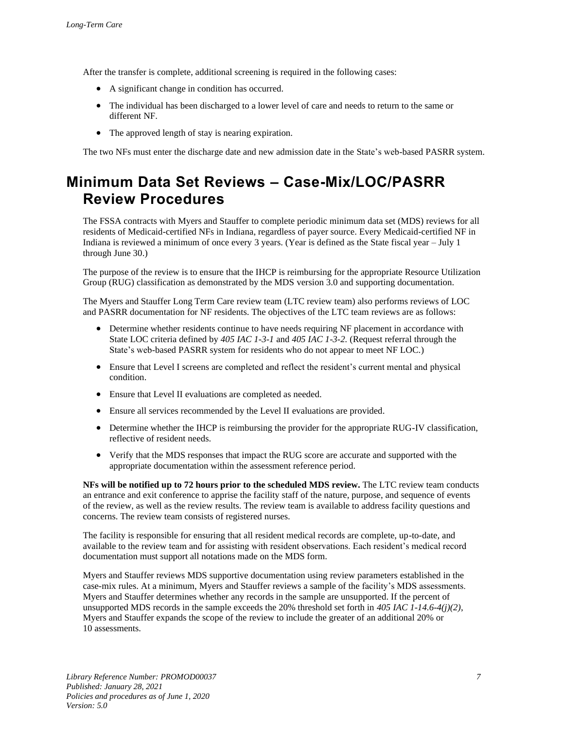After the transfer is complete, additional screening is required in the following cases:

- A significant change in condition has occurred.
- The individual has been discharged to a lower level of care and needs to return to the same or different NF.
- The approved length of stay is nearing expiration.

The two NFs must enter the discharge date and new admission date in the State's web-based PASRR system.

# Minimum Data Set Reviews – Case-Mix/LOC/PASRR Review Procedures

The FSSA contracts with Myers and Stauffer to complete periodic minimum data set (MDS) reviews for all residents of Medicaid-certified NFs in Indiana, regardless of payer source. Every Medicaid-certified NF in Indiana is reviewed a minimum of once every 3 years. (Year is defined as the State fiscal year – July 1 through June 30.)

The purpose of the review is to ensure that the IHCP is reimbursing for the appropriate Resource Utilization Group (RUG) classification as demonstrated by the MDS version 3.0 and supporting documentation.

The Myers and Stauffer Long Term Care review team (LTC review team) also performs reviews of LOC and PASRR documentation for NF residents. The objectives of the LTC team reviews are as follows:

- Determine whether residents continue to have needs requiring NF placement in accordance with State LOC criteria defined by *405 IAC 1-3-1* and *405 IAC 1-3-2.* (Request referral through the State's web-based PASRR system for residents who do not appear to meet NF LOC.)
- Ensure that Level I screens are completed and reflect the resident's current mental and physical condition.
- Ensure that Level II evaluations are completed as needed.
- Ensure all services recommended by the Level II evaluations are provided.
- Determine whether the IHCP is reimbursing the provider for the appropriate RUG-IV classification, reflective of resident needs.
- Verify that the MDS responses that impact the RUG score are accurate and supported with the appropriate documentation within the assessment reference period.

**NFs will be notified up to 72 hours prior to the scheduled MDS review.** The LTC review team conducts an entrance and exit conference to apprise the facility staff of the nature, purpose, and sequence of events of the review, as well as the review results. The review team is available to address facility questions and concerns. The review team consists of registered nurses.

The facility is responsible for ensuring that all resident medical records are complete, up-to-date, and available to the review team and for assisting with resident observations. Each resident's medical record documentation must support all notations made on the MDS form.

Myers and Stauffer reviews MDS supportive documentation using review parameters established in the case-mix rules. At a minimum, Myers and Stauffer reviews a sample of the facility's MDS assessments. Myers and Stauffer determines whether any records in the sample are unsupported. If the percent of unsupported MDS records in the sample exceeds the 20% threshold set forth in *405 IAC 1-14.6-4(j)(2),* Myers and Stauffer expands the scope of the review to include the greater of an additional 20% or 10 assessments.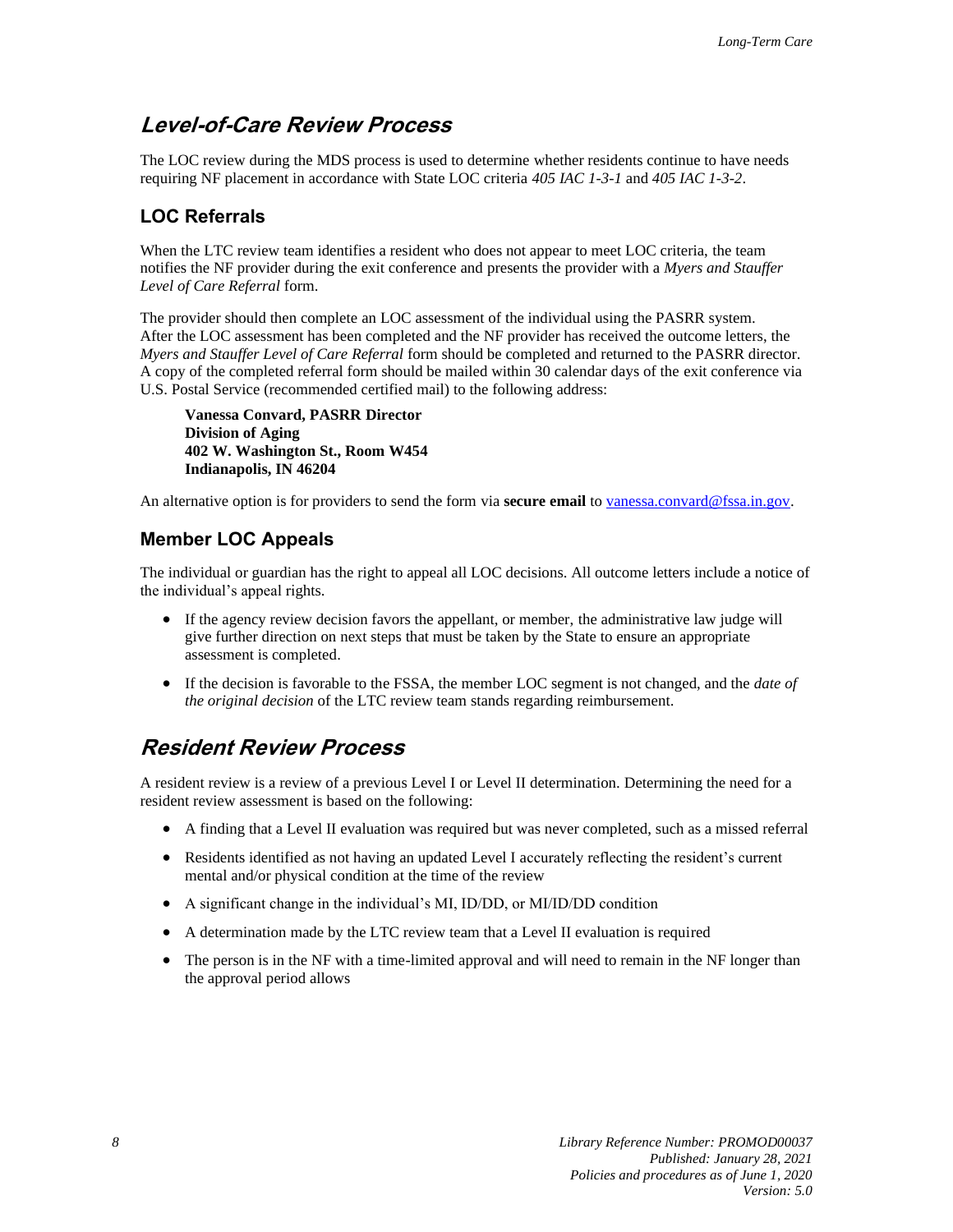## Level-of-Care Review Process

The LOC review during the MDS process is used to determine whether residents continue to have needs requiring NF placement in accordance with State LOC criteria *405 IAC 1-3-1* and *405 IAC 1-3-2*.

### LOC Referrals

When the LTC review team identifies a resident who does not appear to meet LOC criteria, the team notifies the NF provider during the exit conference and presents the provider with a *Myers and Stauffer Level of Care Referral* form.

The provider should then complete an LOC assessment of the individual using the PASRR system. After the LOC assessment has been completed and the NF provider has received the outcome letters, the *Myers and Stauffer Level of Care Referral* form should be completed and returned to the PASRR director. A copy of the completed referral form should be mailed within 30 calendar days of the exit conference via U.S. Postal Service (recommended certified mail) to the following address:

**Vanessa Convard, PASRR Director**
**Division of Aging**
**402 W. Washington St., Room W454**
**Indianapolis, IN 46204**

An alternative option is for providers to send the form via **secure email** to vanessa.convard@fssa.in.gov.

### Member LOC Appeals

The individual or guardian has the right to appeal all LOC decisions. All outcome letters include a notice of the individual's appeal rights.

- If the agency review decision favors the appellant, or member, the administrative law judge will give further direction on next steps that must be taken by the State to ensure an appropriate assessment is completed.
- If the decision is favorable to the FSSA, the member LOC segment is not changed, and the *date of the original decision* of the LTC review team stands regarding reimbursement.

## Resident Review Process

A resident review is a review of a previous Level I or Level II determination. Determining the need for a resident review assessment is based on the following:

- A finding that a Level II evaluation was required but was never completed, such as a missed referral
- Residents identified as not having an updated Level I accurately reflecting the resident's current mental and/or physical condition at the time of the review
- A significant change in the individual's MI, ID/DD, or MI/ID/DD condition
- A determination made by the LTC review team that a Level II evaluation is required
- The person is in the NF with a time-limited approval and will need to remain in the NF longer than the approval period allows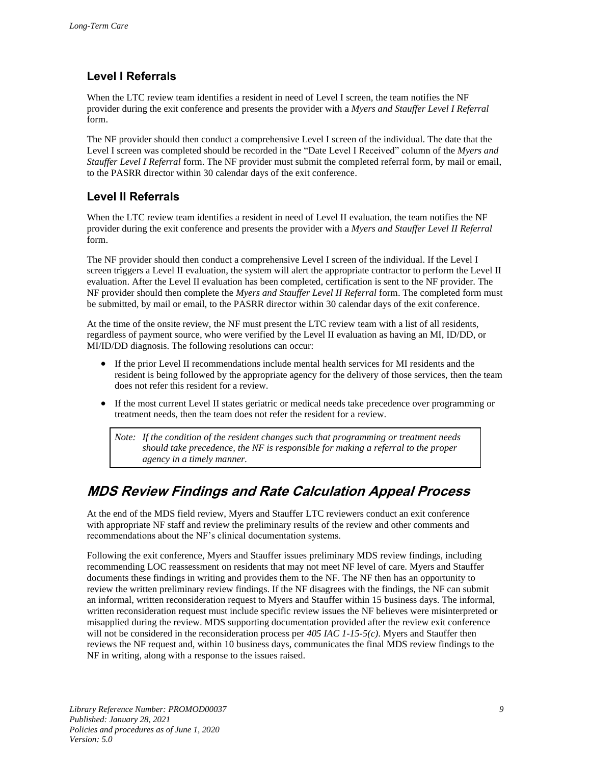### Level I Referrals

When the LTC review team identifies a resident in need of Level I screen, the team notifies the NF provider during the exit conference and presents the provider with a *Myers and Stauffer Level I Referral* form.

The NF provider should then conduct a comprehensive Level I screen of the individual. The date that the Level I screen was completed should be recorded in the "Date Level I Received" column of the *Myers and Stauffer Level I Referral* form. The NF provider must submit the completed referral form, by mail or email, to the PASRR director within 30 calendar days of the exit conference.

### Level II Referrals

When the LTC review team identifies a resident in need of Level II evaluation, the team notifies the NF provider during the exit conference and presents the provider with a *Myers and Stauffer Level II Referral* form.

The NF provider should then conduct a comprehensive Level I screen of the individual. If the Level I screen triggers a Level II evaluation, the system will alert the appropriate contractor to perform the Level II evaluation. After the Level II evaluation has been completed, certification is sent to the NF provider. The NF provider should then complete the *Myers and Stauffer Level II Referral* form. The completed form must be submitted, by mail or email, to the PASRR director within 30 calendar days of the exit conference.

At the time of the onsite review, the NF must present the LTC review team with a list of all residents, regardless of payment source, who were verified by the Level II evaluation as having an MI, ID/DD, or MI/ID/DD diagnosis. The following resolutions can occur:

- If the prior Level II recommendations include mental health services for MI residents and the resident is being followed by the appropriate agency for the delivery of those services, then the team does not refer this resident for a review.
- If the most current Level II states geriatric or medical needs take precedence over programming or treatment needs, then the team does not refer the resident for a review.

> *Note: If the condition of the resident changes such that programming or treatment needs should take precedence, the NF is responsible for making a referral to the proper agency in a timely manner.*

## MDS Review Findings and Rate Calculation Appeal Process

At the end of the MDS field review, Myers and Stauffer LTC reviewers conduct an exit conference with appropriate NF staff and review the preliminary results of the review and other comments and recommendations about the NF's clinical documentation systems.

Following the exit conference, Myers and Stauffer issues preliminary MDS review findings, including recommending LOC reassessment on residents that may not meet NF level of care. Myers and Stauffer documents these findings in writing and provides them to the NF. The NF then has an opportunity to review the written preliminary review findings. If the NF disagrees with the findings, the NF can submit an informal, written reconsideration request to Myers and Stauffer within 15 business days. The informal, written reconsideration request must include specific review issues the NF believes were misinterpreted or misapplied during the review. MDS supporting documentation provided after the review exit conference will not be considered in the reconsideration process per *405 IAC 1-15-5(c)*. Myers and Stauffer then reviews the NF request and, within 10 business days, communicates the final MDS review findings to the NF in writing, along with a response to the issues raised.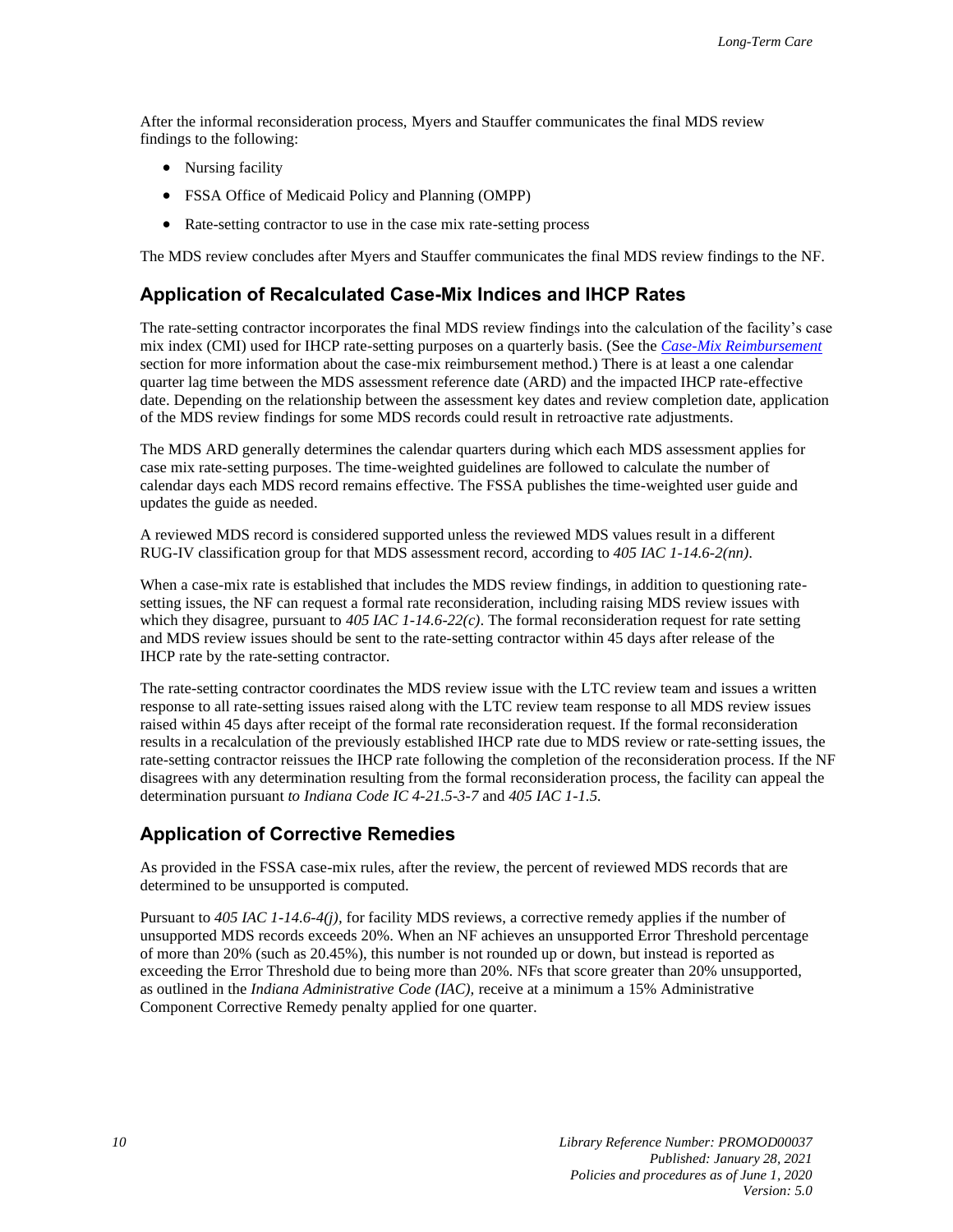After the informal reconsideration process, Myers and Stauffer communicates the final MDS review findings to the following:

- Nursing facility
- FSSA Office of Medicaid Policy and Planning (OMPP)
- Rate-setting contractor to use in the case mix rate-setting process

The MDS review concludes after Myers and Stauffer communicates the final MDS review findings to the NF.

## Application of Recalculated Case-Mix Indices and IHCP Rates

The rate-setting contractor incorporates the final MDS review findings into the calculation of the facility's case mix index (CMI) used for IHCP rate-setting purposes on a quarterly basis. (See the *Case-Mix Reimbursement* section for more information about the case-mix reimbursement method.) There is at least a one calendar quarter lag time between the MDS assessment reference date (ARD) and the impacted IHCP rate-effective date. Depending on the relationship between the assessment key dates and review completion date, application of the MDS review findings for some MDS records could result in retroactive rate adjustments.

The MDS ARD generally determines the calendar quarters during which each MDS assessment applies for case mix rate-setting purposes. The time-weighted guidelines are followed to calculate the number of calendar days each MDS record remains effective. The FSSA publishes the time-weighted user guide and updates the guide as needed.

A reviewed MDS record is considered supported unless the reviewed MDS values result in a different RUG-IV classification group for that MDS assessment record, according to *405 IAC 1-14.6-2(nn)*.

When a case-mix rate is established that includes the MDS review findings, in addition to questioning rate-setting issues, the NF can request a formal rate reconsideration, including raising MDS review issues with which they disagree, pursuant to *405 IAC 1-14.6-22(c)*. The formal reconsideration request for rate setting and MDS review issues should be sent to the rate-setting contractor within 45 days after release of the IHCP rate by the rate-setting contractor.

The rate-setting contractor coordinates the MDS review issue with the LTC review team and issues a written response to all rate-setting issues raised along with the LTC review team response to all MDS review issues raised within 45 days after receipt of the formal rate reconsideration request. If the formal reconsideration results in a recalculation of the previously established IHCP rate due to MDS review or rate-setting issues, the rate-setting contractor reissues the IHCP rate following the completion of the reconsideration process. If the NF disagrees with any determination resulting from the formal reconsideration process, the facility can appeal the determination pursuant *to Indiana Code IC 4-21.5-3-7* and *405 IAC 1-1.5*.

## Application of Corrective Remedies

As provided in the FSSA case-mix rules, after the review, the percent of reviewed MDS records that are determined to be unsupported is computed.

Pursuant to *405 IAC 1-14.6-4(j)*, for facility MDS reviews, a corrective remedy applies if the number of unsupported MDS records exceeds 20%. When an NF achieves an unsupported Error Threshold percentage of more than 20% (such as 20.45%), this number is not rounded up or down, but instead is reported as exceeding the Error Threshold due to being more than 20%. NFs that score greater than 20% unsupported, as outlined in the *Indiana Administrative Code (IAC)*, receive at a minimum a 15% Administrative Component Corrective Remedy penalty applied for one quarter.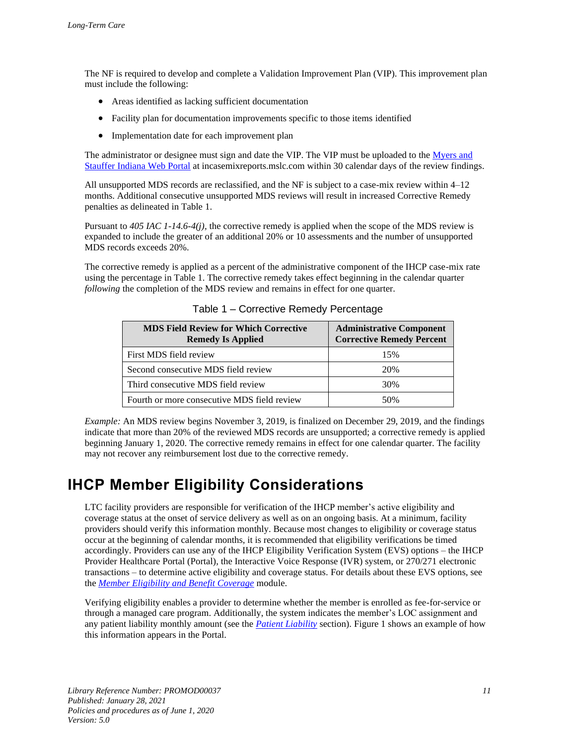The NF is required to develop and complete a Validation Improvement Plan (VIP). This improvement plan must include the following:

- Areas identified as lacking sufficient documentation
- Facility plan for documentation improvements specific to those items identified
- Implementation date for each improvement plan

The administrator or designee must sign and date the VIP. The VIP must be uploaded to the [Myers and Stauffer Indiana Web Portal](incasemixreports.mslc.com) at incasemixreports.mslc.com within 30 calendar days of the review findings.

All unsupported MDS records are reclassified, and the NF is subject to a case-mix review within 4–12 months. Additional consecutive unsupported MDS reviews will result in increased Corrective Remedy penalties as delineated in Table 1.

Pursuant to *405 IAC 1-14.6-4(j)*, the corrective remedy is applied when the scope of the MDS review is expanded to include the greater of an additional 20% or 10 assessments and the number of unsupported MDS records exceeds 20%.

The corrective remedy is applied as a percent of the administrative component of the IHCP case-mix rate using the percentage in Table 1. The corrective remedy takes effect beginning in the calendar quarter *following* the completion of the MDS review and remains in effect for one quarter.

Table 1 – Corrective Remedy Percentage

| MDS Field Review for Which Corrective Remedy Is Applied | Administrative Component Corrective Remedy Percent |
|---|---|
| First MDS field review | 15% |
| Second consecutive MDS field review | 20% |
| Third consecutive MDS field review | 30% |
| Fourth or more consecutive MDS field review | 50% |

*Example:* An MDS review begins November 3, 2019, is finalized on December 29, 2019, and the findings indicate that more than 20% of the reviewed MDS records are unsupported; a corrective remedy is applied beginning January 1, 2020. The corrective remedy remains in effect for one calendar quarter. The facility may not recover any reimbursement lost due to the corrective remedy.

# IHCP Member Eligibility Considerations

LTC facility providers are responsible for verification of the IHCP member's active eligibility and coverage status at the onset of service delivery as well as on an ongoing basis. At a minimum, facility providers should verify this information monthly. Because most changes to eligibility or coverage status occur at the beginning of calendar months, it is recommended that eligibility verifications be timed accordingly. Providers can use any of the IHCP Eligibility Verification System (EVS) options – the IHCP Provider Healthcare Portal (Portal), the Interactive Voice Response (IVR) system, or 270/271 electronic transactions – to determine active eligibility and coverage status. For details about these EVS options, see the *Member Eligibility and Benefit Coverage* module.

Verifying eligibility enables a provider to determine whether the member is enrolled as fee-for-service or through a managed care program. Additionally, the system indicates the member's LOC assignment and any patient liability monthly amount (see the *Patient Liability* section). Figure 1 shows an example of how this information appears in the Portal.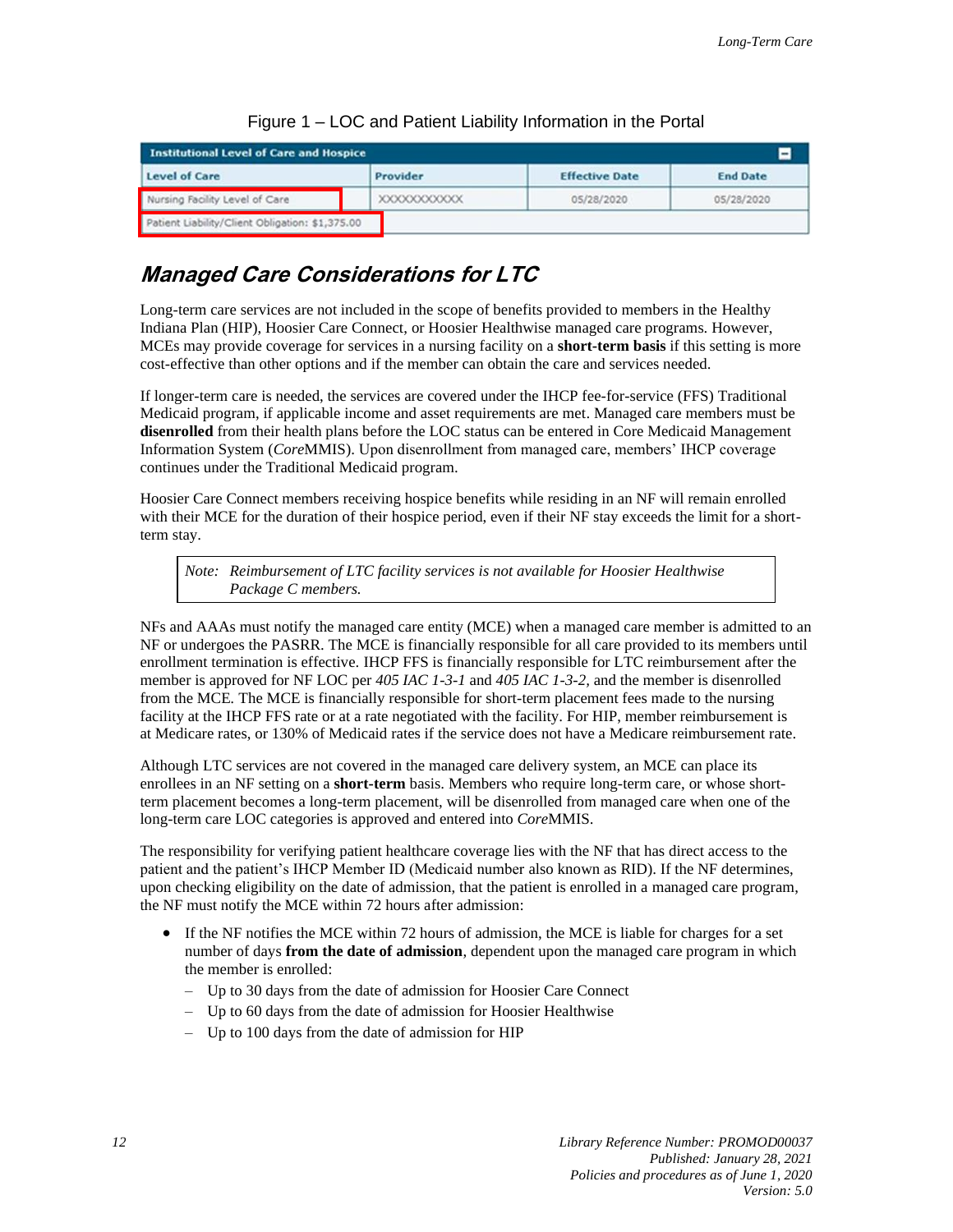Figure 1 – LOC and Patient Liability Information in the Portal

| Institutional Level of Care and Hospice | | | |
|---|---|---|---|
| **Level of Care** | **Provider** | **Effective Date** | **End Date** |
| Nursing Facility Level of Care | XXXXXXXXXXX | 05/28/2020 | 05/28/2020 |
| Patient Liability/Client Obligation: $1,375.00 | | | |

## *Managed Care Considerations for LTC*

Long-term care services are not included in the scope of benefits provided to members in the Healthy Indiana Plan (HIP), Hoosier Care Connect, or Hoosier Healthwise managed care programs. However, MCEs may provide coverage for services in a nursing facility on a **short-term basis** if this setting is more cost-effective than other options and if the member can obtain the care and services needed.

If longer-term care is needed, the services are covered under the IHCP fee-for-service (FFS) Traditional Medicaid program, if applicable income and asset requirements are met. Managed care members must be **disenrolled** from their health plans before the LOC status can be entered in Core Medicaid Management Information System (*Core*MMIS). Upon disenrollment from managed care, members' IHCP coverage continues under the Traditional Medicaid program.

Hoosier Care Connect members receiving hospice benefits while residing in an NF will remain enrolled with their MCE for the duration of their hospice period, even if their NF stay exceeds the limit for a short-term stay.

> *Note: Reimbursement of LTC facility services is not available for Hoosier Healthwise Package C members.*

NFs and AAAs must notify the managed care entity (MCE) when a managed care member is admitted to an NF or undergoes the PASRR. The MCE is financially responsible for all care provided to its members until enrollment termination is effective. IHCP FFS is financially responsible for LTC reimbursement after the member is approved for NF LOC per *405 IAC 1-3-1* and *405 IAC 1-3-2,* and the member is disenrolled from the MCE. The MCE is financially responsible for short-term placement fees made to the nursing facility at the IHCP FFS rate or at a rate negotiated with the facility. For HIP, member reimbursement is at Medicare rates, or 130% of Medicaid rates if the service does not have a Medicare reimbursement rate.

Although LTC services are not covered in the managed care delivery system, an MCE can place its enrollees in an NF setting on a **short-term** basis. Members who require long-term care, or whose short-term placement becomes a long-term placement, will be disenrolled from managed care when one of the long-term care LOC categories is approved and entered into *Core*MMIS.

The responsibility for verifying patient healthcare coverage lies with the NF that has direct access to the patient and the patient's IHCP Member ID (Medicaid number also known as RID). If the NF determines, upon checking eligibility on the date of admission, that the patient is enrolled in a managed care program, the NF must notify the MCE within 72 hours after admission:

- If the NF notifies the MCE within 72 hours of admission, the MCE is liable for charges for a set number of days **from the date of admission**, dependent upon the managed care program in which the member is enrolled:
  - Up to 30 days from the date of admission for Hoosier Care Connect
  - Up to 60 days from the date of admission for Hoosier Healthwise
  - Up to 100 days from the date of admission for HIP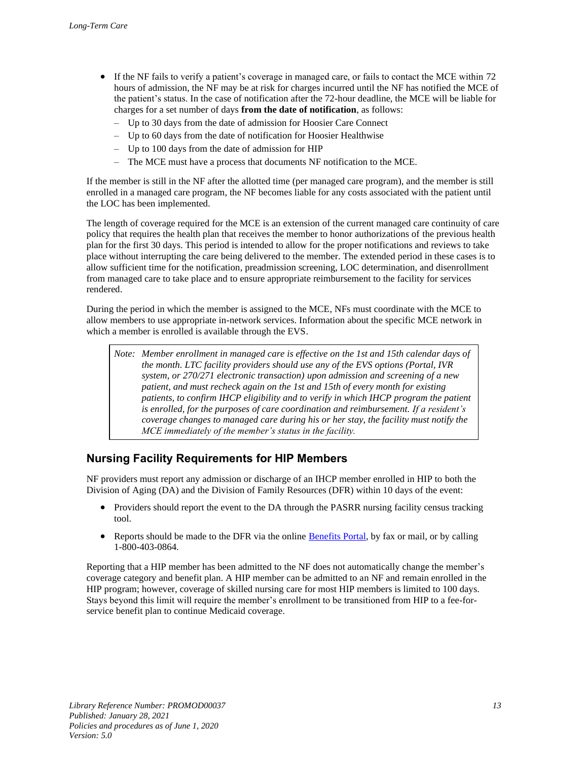- If the NF fails to verify a patient's coverage in managed care, or fails to contact the MCE within 72 hours of admission, the NF may be at risk for charges incurred until the NF has notified the MCE of the patient's status. In the case of notification after the 72-hour deadline, the MCE will be liable for charges for a set number of days **from the date of notification**, as follows:
  - Up to 30 days from the date of admission for Hoosier Care Connect
  - Up to 60 days from the date of notification for Hoosier Healthwise
  - Up to 100 days from the date of admission for HIP
  - The MCE must have a process that documents NF notification to the MCE.

If the member is still in the NF after the allotted time (per managed care program), and the member is still enrolled in a managed care program, the NF becomes liable for any costs associated with the patient until the LOC has been implemented.

The length of coverage required for the MCE is an extension of the current managed care continuity of care policy that requires the health plan that receives the member to honor authorizations of the previous health plan for the first 30 days. This period is intended to allow for the proper notifications and reviews to take place without interrupting the care being delivered to the member. The extended period in these cases is to allow sufficient time for the notification, preadmission screening, LOC determination, and disenrollment from managed care to take place and to ensure appropriate reimbursement to the facility for services rendered.

During the period in which the member is assigned to the MCE, NFs must coordinate with the MCE to allow members to use appropriate in-network services. Information about the specific MCE network in which a member is enrolled is available through the EVS.

> *Note: Member enrollment in managed care is effective on the 1st and 15th calendar days of the month. LTC facility providers should use any of the EVS options (Portal, IVR system, or 270/271 electronic transaction) upon admission and screening of a new patient, and must recheck again on the 1st and 15th of every month for existing patients, to confirm IHCP eligibility and to verify in which IHCP program the patient is enrolled, for the purposes of care coordination and reimbursement. If a resident's coverage changes to managed care during his or her stay, the facility must notify the MCE immediately of the member's status in the facility.*

## Nursing Facility Requirements for HIP Members

NF providers must report any admission or discharge of an IHCP member enrolled in HIP to both the Division of Aging (DA) and the Division of Family Resources (DFR) within 10 days of the event:

- Providers should report the event to the DA through the PASRR nursing facility census tracking tool.
- Reports should be made to the DFR via the online Benefits Portal, by fax or mail, or by calling 1-800-403-0864.

Reporting that a HIP member has been admitted to the NF does not automatically change the member's coverage category and benefit plan. A HIP member can be admitted to an NF and remain enrolled in the HIP program; however, coverage of skilled nursing care for most HIP members is limited to 100 days. Stays beyond this limit will require the member's enrollment to be transitioned from HIP to a fee-for-service benefit plan to continue Medicaid coverage.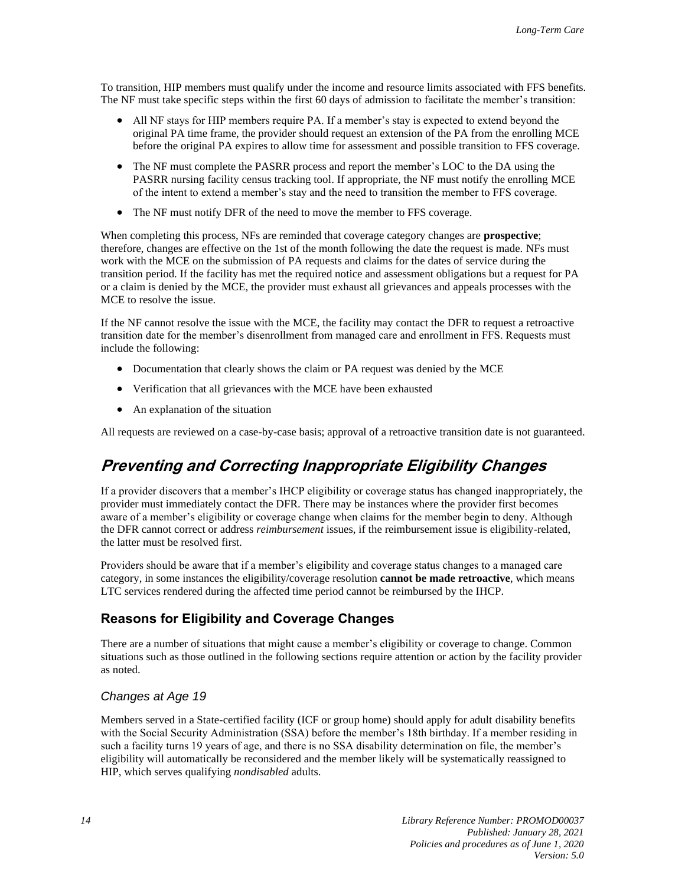To transition, HIP members must qualify under the income and resource limits associated with FFS benefits. The NF must take specific steps within the first 60 days of admission to facilitate the member's transition:

- All NF stays for HIP members require PA. If a member's stay is expected to extend beyond the original PA time frame, the provider should request an extension of the PA from the enrolling MCE before the original PA expires to allow time for assessment and possible transition to FFS coverage.
- The NF must complete the PASRR process and report the member's LOC to the DA using the PASRR nursing facility census tracking tool. If appropriate, the NF must notify the enrolling MCE of the intent to extend a member's stay and the need to transition the member to FFS coverage.
- The NF must notify DFR of the need to move the member to FFS coverage.

When completing this process, NFs are reminded that coverage category changes are **prospective**; therefore, changes are effective on the 1st of the month following the date the request is made. NFs must work with the MCE on the submission of PA requests and claims for the dates of service during the transition period. If the facility has met the required notice and assessment obligations but a request for PA or a claim is denied by the MCE, the provider must exhaust all grievances and appeals processes with the MCE to resolve the issue.

If the NF cannot resolve the issue with the MCE, the facility may contact the DFR to request a retroactive transition date for the member's disenrollment from managed care and enrollment in FFS. Requests must include the following:

- Documentation that clearly shows the claim or PA request was denied by the MCE
- Verification that all grievances with the MCE have been exhausted
- An explanation of the situation

All requests are reviewed on a case-by-case basis; approval of a retroactive transition date is not guaranteed.

## Preventing and Correcting Inappropriate Eligibility Changes

If a provider discovers that a member's IHCP eligibility or coverage status has changed inappropriately, the provider must immediately contact the DFR. There may be instances where the provider first becomes aware of a member's eligibility or coverage change when claims for the member begin to deny. Although the DFR cannot correct or address *reimbursement* issues, if the reimbursement issue is eligibility-related, the latter must be resolved first.

Providers should be aware that if a member's eligibility and coverage status changes to a managed care category, in some instances the eligibility/coverage resolution **cannot be made retroactive**, which means LTC services rendered during the affected time period cannot be reimbursed by the IHCP.

### Reasons for Eligibility and Coverage Changes

There are a number of situations that might cause a member's eligibility or coverage to change. Common situations such as those outlined in the following sections require attention or action by the facility provider as noted.

#### *Changes at Age 19*

Members served in a State-certified facility (ICF or group home) should apply for adult disability benefits with the Social Security Administration (SSA) before the member's 18th birthday. If a member residing in such a facility turns 19 years of age, and there is no SSA disability determination on file, the member's eligibility will automatically be reconsidered and the member likely will be systematically reassigned to HIP, which serves qualifying *nondisabled* adults.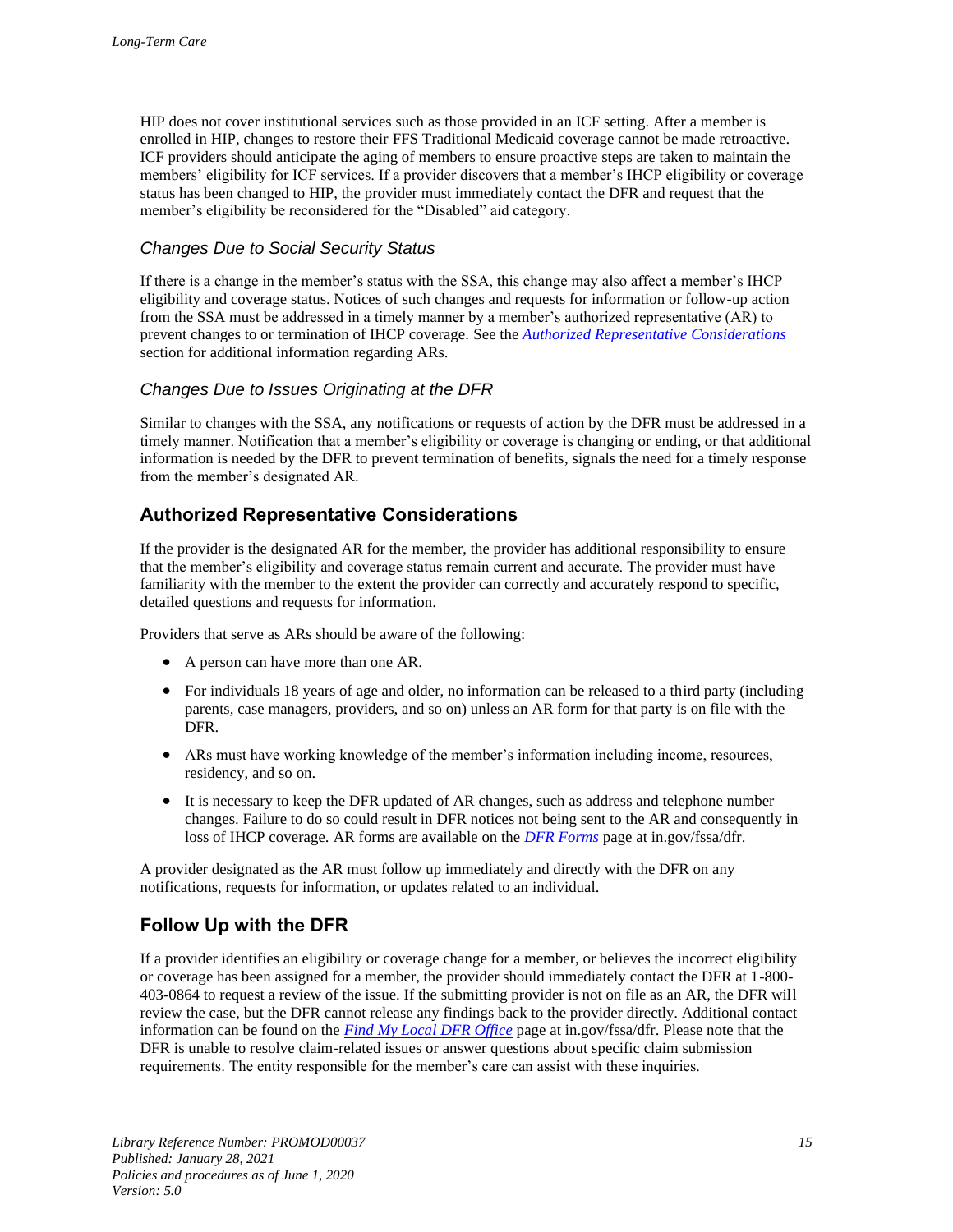HIP does not cover institutional services such as those provided in an ICF setting. After a member is enrolled in HIP, changes to restore their FFS Traditional Medicaid coverage cannot be made retroactive. ICF providers should anticipate the aging of members to ensure proactive steps are taken to maintain the members' eligibility for ICF services. If a provider discovers that a member's IHCP eligibility or coverage status has been changed to HIP, the provider must immediately contact the DFR and request that the member's eligibility be reconsidered for the "Disabled" aid category.

### *Changes Due to Social Security Status*

If there is a change in the member's status with the SSA, this change may also affect a member's IHCP eligibility and coverage status. Notices of such changes and requests for information or follow-up action from the SSA must be addressed in a timely manner by a member's authorized representative (AR) to prevent changes to or termination of IHCP coverage. See the *Authorized Representative Considerations* section for additional information regarding ARs.

### *Changes Due to Issues Originating at the DFR*

Similar to changes with the SSA, any notifications or requests of action by the DFR must be addressed in a timely manner. Notification that a member's eligibility or coverage is changing or ending, or that additional information is needed by the DFR to prevent termination of benefits, signals the need for a timely response from the member's designated AR.

## Authorized Representative Considerations

If the provider is the designated AR for the member, the provider has additional responsibility to ensure that the member's eligibility and coverage status remain current and accurate. The provider must have familiarity with the member to the extent the provider can correctly and accurately respond to specific, detailed questions and requests for information.

Providers that serve as ARs should be aware of the following:

- A person can have more than one AR.
- For individuals 18 years of age and older, no information can be released to a third party (including parents, case managers, providers, and so on) unless an AR form for that party is on file with the DFR.
- ARs must have working knowledge of the member's information including income, resources, residency, and so on.
- It is necessary to keep the DFR updated of AR changes, such as address and telephone number changes. Failure to do so could result in DFR notices not being sent to the AR and consequently in loss of IHCP coverage. AR forms are available on the *DFR Forms* page at in.gov/fssa/dfr.

A provider designated as the AR must follow up immediately and directly with the DFR on any notifications, requests for information, or updates related to an individual.

## Follow Up with the DFR

If a provider identifies an eligibility or coverage change for a member, or believes the incorrect eligibility or coverage has been assigned for a member, the provider should immediately contact the DFR at 1-800-403-0864 to request a review of the issue. If the submitting provider is not on file as an AR, the DFR will review the case, but the DFR cannot release any findings back to the provider directly. Additional contact information can be found on the *Find My Local DFR Office* page at in.gov/fssa/dfr. Please note that the DFR is unable to resolve claim-related issues or answer questions about specific claim submission requirements. The entity responsible for the member's care can assist with these inquiries.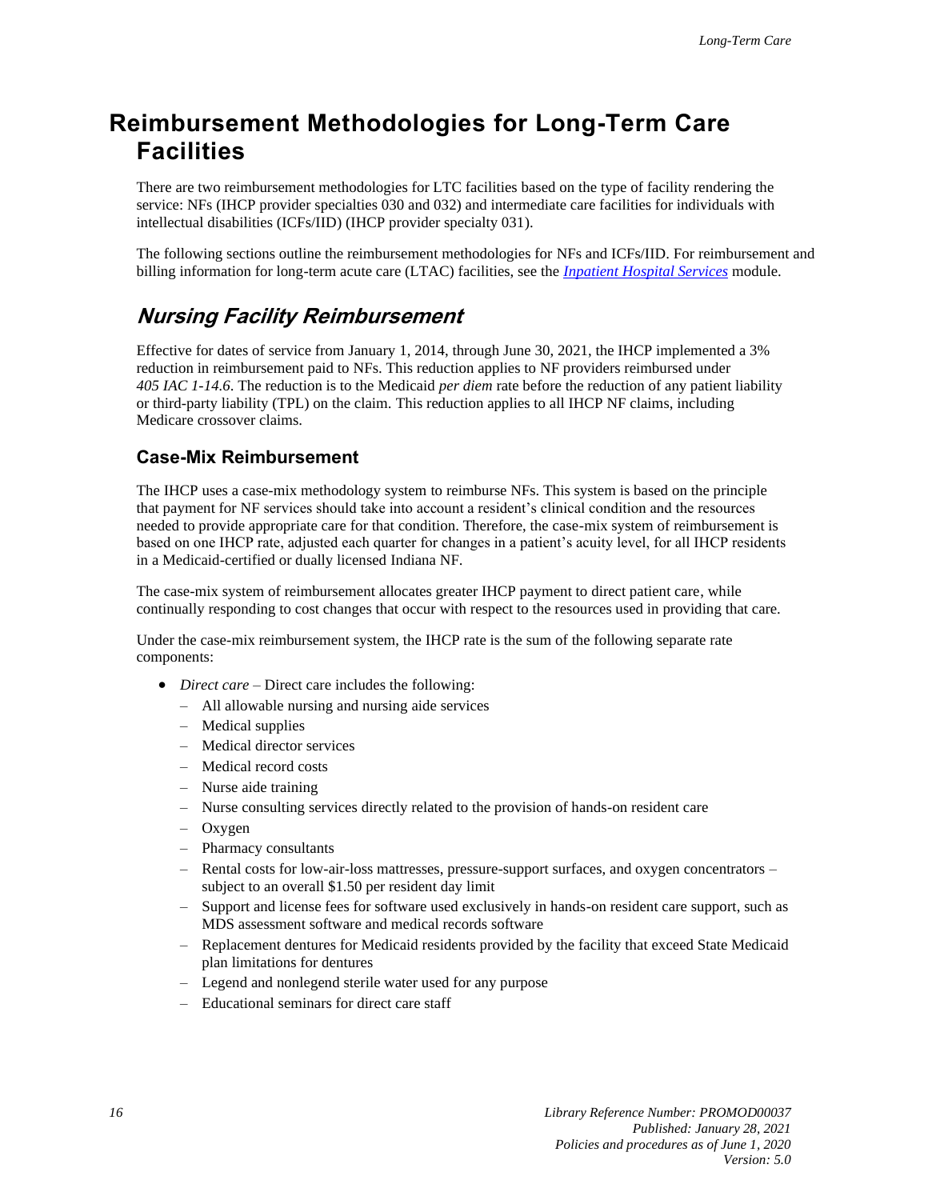# Reimbursement Methodologies for Long-Term Care Facilities

There are two reimbursement methodologies for LTC facilities based on the type of facility rendering the service: NFs (IHCP provider specialties 030 and 032) and intermediate care facilities for individuals with intellectual disabilities (ICFs/IID) (IHCP provider specialty 031).

The following sections outline the reimbursement methodologies for NFs and ICFs/IID. For reimbursement and billing information for long-term acute care (LTAC) facilities, see the *Inpatient Hospital Services* module.

## Nursing Facility Reimbursement

Effective for dates of service from January 1, 2014, through June 30, 2021, the IHCP implemented a 3% reduction in reimbursement paid to NFs. This reduction applies to NF providers reimbursed under *405 IAC 1-14.6*. The reduction is to the Medicaid *per diem* rate before the reduction of any patient liability or third-party liability (TPL) on the claim. This reduction applies to all IHCP NF claims, including Medicare crossover claims.

### Case-Mix Reimbursement

The IHCP uses a case-mix methodology system to reimburse NFs. This system is based on the principle that payment for NF services should take into account a resident's clinical condition and the resources needed to provide appropriate care for that condition. Therefore, the case-mix system of reimbursement is based on one IHCP rate, adjusted each quarter for changes in a patient's acuity level, for all IHCP residents in a Medicaid-certified or dually licensed Indiana NF.

The case-mix system of reimbursement allocates greater IHCP payment to direct patient care, while continually responding to cost changes that occur with respect to the resources used in providing that care.

Under the case-mix reimbursement system, the IHCP rate is the sum of the following separate rate components:

- *Direct care* – Direct care includes the following:
  - All allowable nursing and nursing aide services
  - Medical supplies
  - Medical director services
  - Medical record costs
  - Nurse aide training
  - Nurse consulting services directly related to the provision of hands-on resident care
  - Oxygen
  - Pharmacy consultants
  - Rental costs for low-air-loss mattresses, pressure-support surfaces, and oxygen concentrators – subject to an overall $1.50 per resident day limit
  - Support and license fees for software used exclusively in hands-on resident care support, such as MDS assessment software and medical records software
  - Replacement dentures for Medicaid residents provided by the facility that exceed State Medicaid plan limitations for dentures
  - Legend and nonlegend sterile water used for any purpose
  - Educational seminars for direct care staff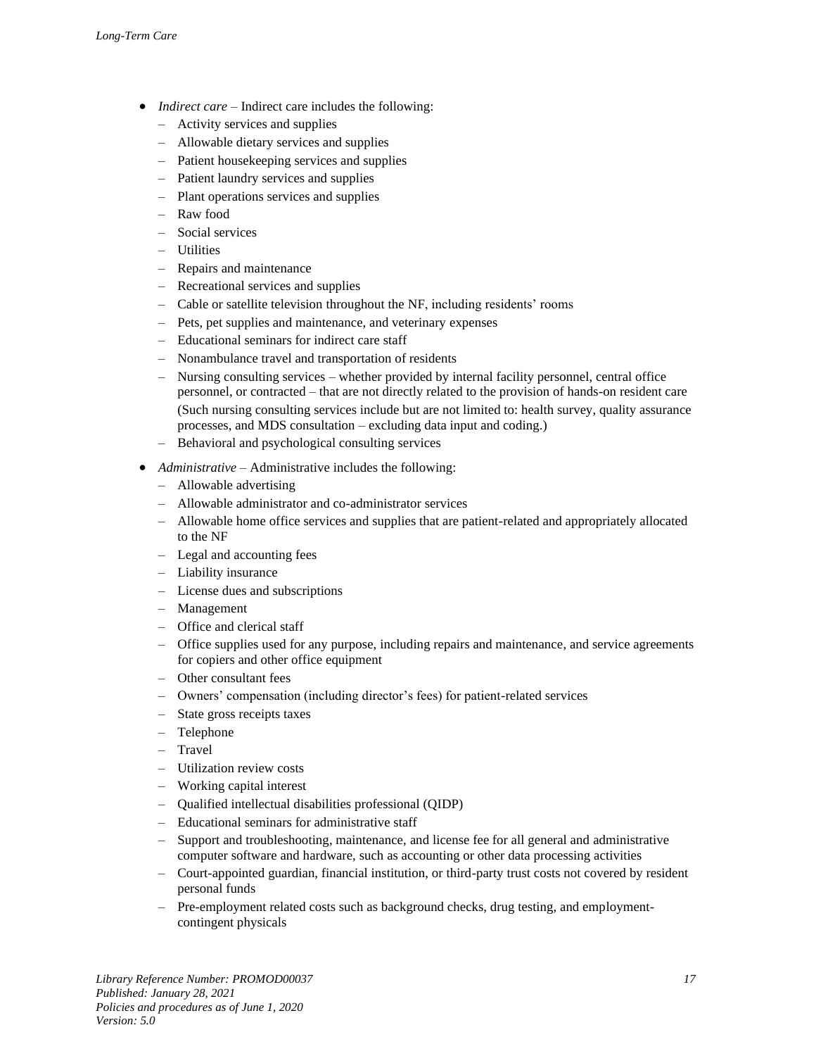- *Indirect care* – Indirect care includes the following:
  - Activity services and supplies
  - Allowable dietary services and supplies
  - Patient housekeeping services and supplies
  - Patient laundry services and supplies
  - Plant operations services and supplies
  - Raw food
  - Social services
  - Utilities
  - Repairs and maintenance
  - Recreational services and supplies
  - Cable or satellite television throughout the NF, including residents' rooms
  - Pets, pet supplies and maintenance, and veterinary expenses
  - Educational seminars for indirect care staff
  - Nonambulance travel and transportation of residents
  - Nursing consulting services – whether provided by internal facility personnel, central office personnel, or contracted – that are not directly related to the provision of hands-on resident care (Such nursing consulting services include but are not limited to: health survey, quality assurance processes, and MDS consultation – excluding data input and coding.)
  - Behavioral and psychological consulting services
- *Administrative* – Administrative includes the following:
  - Allowable advertising
  - Allowable administrator and co-administrator services
  - Allowable home office services and supplies that are patient-related and appropriately allocated to the NF
  - Legal and accounting fees
  - Liability insurance
  - License dues and subscriptions
  - Management
  - Office and clerical staff
  - Office supplies used for any purpose, including repairs and maintenance, and service agreements for copiers and other office equipment
  - Other consultant fees
  - Owners' compensation (including director's fees) for patient-related services
  - State gross receipts taxes
  - Telephone
  - Travel
  - Utilization review costs
  - Working capital interest
  - Qualified intellectual disabilities professional (QIDP)
  - Educational seminars for administrative staff
  - Support and troubleshooting, maintenance, and license fee for all general and administrative computer software and hardware, such as accounting or other data processing activities
  - Court-appointed guardian, financial institution, or third-party trust costs not covered by resident personal funds
  - Pre-employment related costs such as background checks, drug testing, and employment-contingent physicals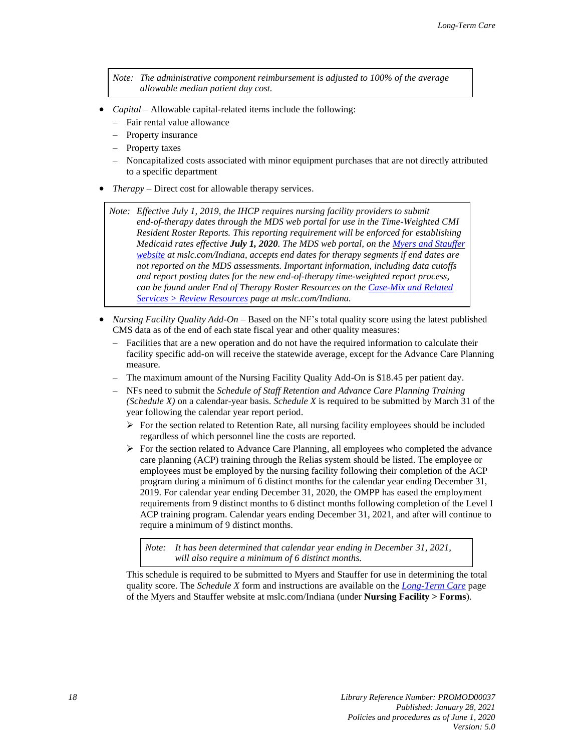> *Note: The administrative component reimbursement is adjusted to 100% of the average allowable median patient day cost.*

- *Capital* – Allowable capital-related items include the following:
  - Fair rental value allowance
  - Property insurance
  - Property taxes
  - Noncapitalized costs associated with minor equipment purchases that are not directly attributed to a specific department
- *Therapy* – Direct cost for allowable therapy services.

> *Note: Effective July 1, 2019, the IHCP requires nursing facility providers to submit end-of-therapy dates through the MDS web portal for use in the Time-Weighted CMI Resident Roster Reports. This reporting requirement will be enforced for establishing Medicaid rates effective* ***July 1, 2020****. The MDS web portal, on the [Myers and Stauffer website](mslc.com/Indiana) at mslc.com/Indiana, accepts end dates for therapy segments if end dates are not reported on the MDS assessments. Important information, including data cutoffs and report posting dates for the new end-of-therapy time-weighted report process, can be found under End of Therapy Roster Resources on the [Case-Mix and Related Services > Review Resources](mslc.com/Indiana) page at mslc.com/Indiana.*

- *Nursing Facility Quality Add-On* – Based on the NF's total quality score using the latest published CMS data as of the end of each state fiscal year and other quality measures:
  - Facilities that are a new operation and do not have the required information to calculate their facility specific add-on will receive the statewide average, except for the Advance Care Planning measure.
  - The maximum amount of the Nursing Facility Quality Add-On is $18.45 per patient day.
  - NFs need to submit the *Schedule of Staff Retention and Advance Care Planning Training (Schedule X)* on a calendar-year basis. *Schedule X* is required to be submitted by March 31 of the year following the calendar year report period.
    - For the section related to Retention Rate, all nursing facility employees should be included regardless of which personnel line the costs are reported.
    - For the section related to Advance Care Planning, all employees who completed the advance care planning (ACP) training through the Relias system should be listed. The employee or employees must be employed by the nursing facility following their completion of the ACP program during a minimum of 6 distinct months for the calendar year ending December 31, 2019. For calendar year ending December 31, 2020, the OMPP has eased the employment requirements from 9 distinct months to 6 distinct months following completion of the Level I ACP training program. Calendar years ending December 31, 2021, and after will continue to require a minimum of 9 distinct months.

    > *Note: It has been determined that calendar year ending in December 31, 2021, will also require a minimum of 6 distinct months.*

  This schedule is required to be submitted to Myers and Stauffer for use in determining the total quality score. The *Schedule X* form and instructions are available on the [Long-Term Care](mslc.com/Indiana) page of the Myers and Stauffer website at mslc.com/Indiana (under **Nursing Facility > Forms**).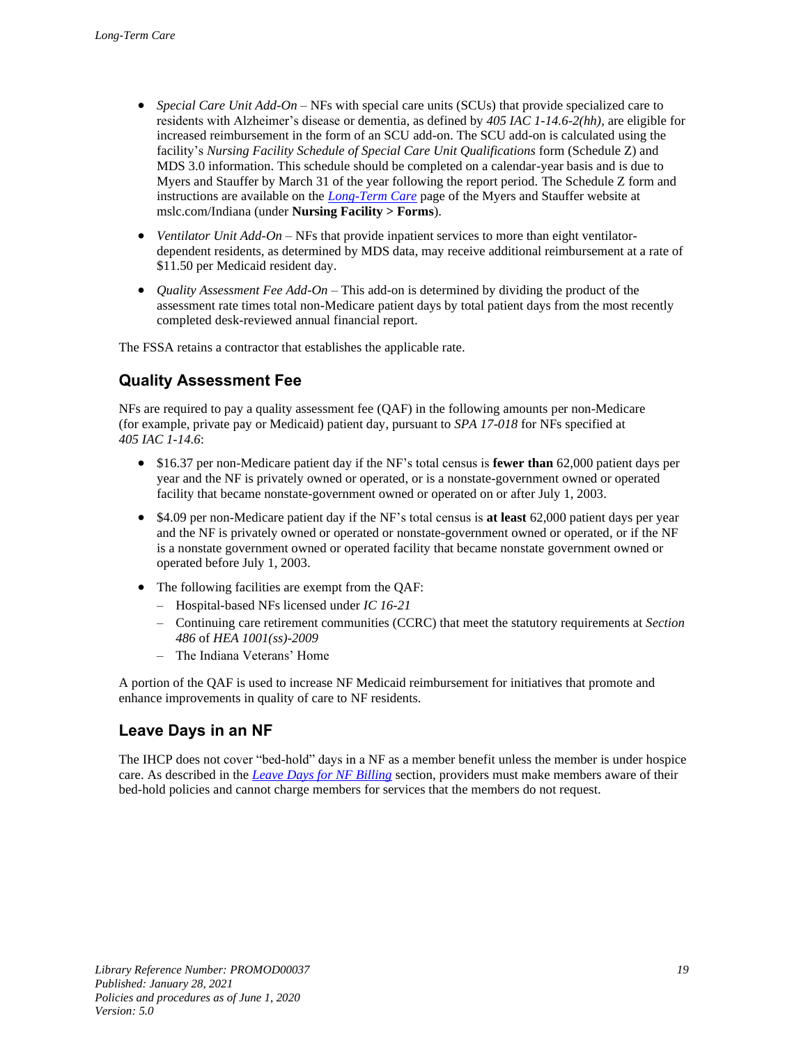- *Special Care Unit Add-On* – NFs with special care units (SCUs) that provide specialized care to residents with Alzheimer's disease or dementia, as defined by *405 IAC 1-14.6-2(hh)*, are eligible for increased reimbursement in the form of an SCU add-on. The SCU add-on is calculated using the facility's *Nursing Facility Schedule of Special Care Unit Qualifications* form (Schedule Z) and MDS 3.0 information. This schedule should be completed on a calendar-year basis and is due to Myers and Stauffer by March 31 of the year following the report period. The Schedule Z form and instructions are available on the [Long-Term Care](https://mslc.com/Indiana) page of the Myers and Stauffer website at mslc.com/Indiana (under **Nursing Facility > Forms**).
- *Ventilator Unit Add-On* – NFs that provide inpatient services to more than eight ventilator-dependent residents, as determined by MDS data, may receive additional reimbursement at a rate of $11.50 per Medicaid resident day.
- *Quality Assessment Fee Add-On* – This add-on is determined by dividing the product of the assessment rate times total non-Medicare patient days by total patient days from the most recently completed desk-reviewed annual financial report.

The FSSA retains a contractor that establishes the applicable rate.

## Quality Assessment Fee

NFs are required to pay a quality assessment fee (QAF) in the following amounts per non-Medicare (for example, private pay or Medicaid) patient day, pursuant to *SPA 17-018* for NFs specified at *405 IAC 1-14.6*:

- $16.37 per non-Medicare patient day if the NF's total census is **fewer than** 62,000 patient days per year and the NF is privately owned or operated, or is a nonstate-government owned or operated facility that became nonstate-government owned or operated on or after July 1, 2003.
- $4.09 per non-Medicare patient day if the NF's total census is **at least** 62,000 patient days per year and the NF is privately owned or operated or nonstate-government owned or operated, or if the NF is a nonstate government owned or operated facility that became nonstate government owned or operated before July 1, 2003.
- The following facilities are exempt from the QAF:
  - Hospital-based NFs licensed under *IC 16-21*
  - Continuing care retirement communities (CCRC) that meet the statutory requirements at *Section 486* of *HEA 1001(ss)-2009*
  - The Indiana Veterans' Home

A portion of the QAF is used to increase NF Medicaid reimbursement for initiatives that promote and enhance improvements in quality of care to NF residents.

## Leave Days in an NF

The IHCP does not cover "bed-hold" days in a NF as a member benefit unless the member is under hospice care. As described in the [Leave Days for NF Billing](#) section, providers must make members aware of their bed-hold policies and cannot charge members for services that the members do not request.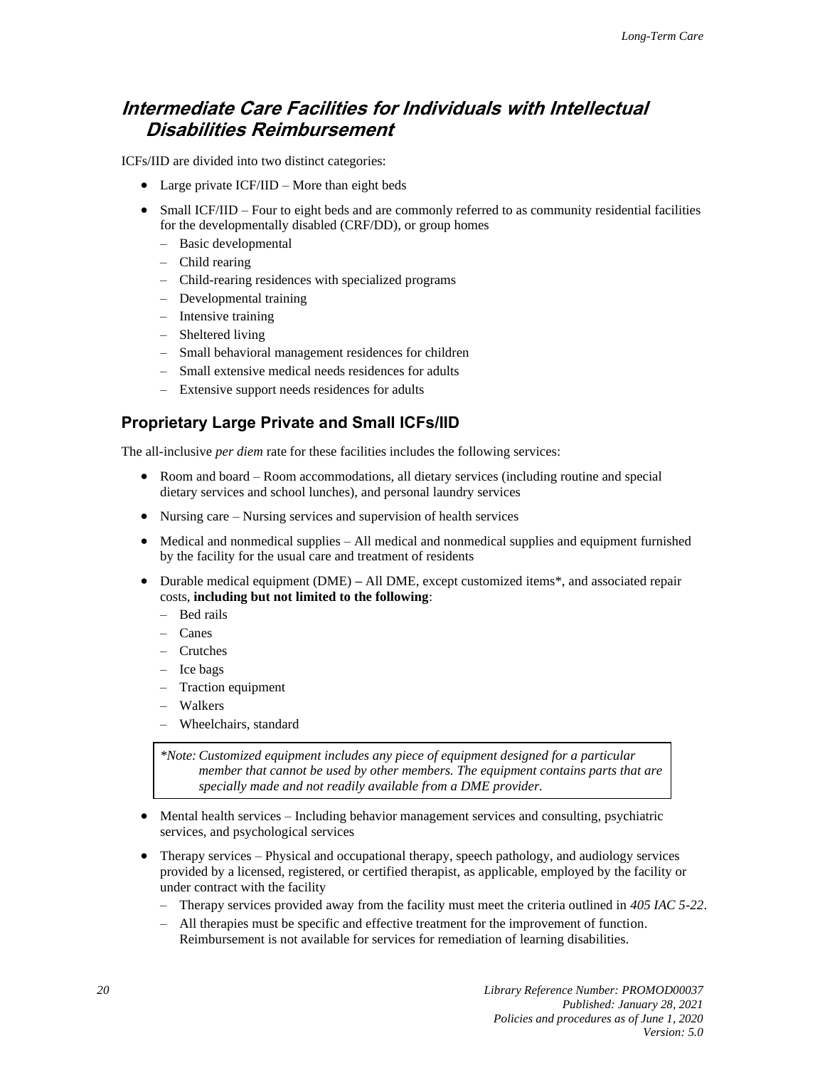## *Intermediate Care Facilities for Individuals with Intellectual Disabilities Reimbursement*

ICFs/IID are divided into two distinct categories:

- Large private ICF/IID – More than eight beds
- Small ICF/IID – Four to eight beds and are commonly referred to as community residential facilities for the developmentally disabled (CRF/DD), or group homes
  - Basic developmental
  - Child rearing
  - Child-rearing residences with specialized programs
  - Developmental training
  - Intensive training
  - Sheltered living
  - Small behavioral management residences for children
  - Small extensive medical needs residences for adults
  - Extensive support needs residences for adults

### Proprietary Large Private and Small ICFs/IID

The all-inclusive *per diem* rate for these facilities includes the following services:

- Room and board – Room accommodations, all dietary services (including routine and special dietary services and school lunches), and personal laundry services
- Nursing care – Nursing services and supervision of health services
- Medical and nonmedical supplies – All medical and nonmedical supplies and equipment furnished by the facility for the usual care and treatment of residents
- Durable medical equipment (DME) – All DME, except customized items*, and associated repair costs, **including but not limited to the following**:
  - Bed rails
  - Canes
  - Crutches
  - Ice bags
  - Traction equipment
  - Walkers
  - Wheelchairs, standard

> *\*Note: Customized equipment includes any piece of equipment designed for a particular member that cannot be used by other members. The equipment contains parts that are specially made and not readily available from a DME provider.*

- Mental health services – Including behavior management services and consulting, psychiatric services, and psychological services
- Therapy services – Physical and occupational therapy, speech pathology, and audiology services provided by a licensed, registered, or certified therapist, as applicable, employed by the facility or under contract with the facility
  - Therapy services provided away from the facility must meet the criteria outlined in *405 IAC 5-22*.
  - All therapies must be specific and effective treatment for the improvement of function. Reimbursement is not available for services for remediation of learning disabilities.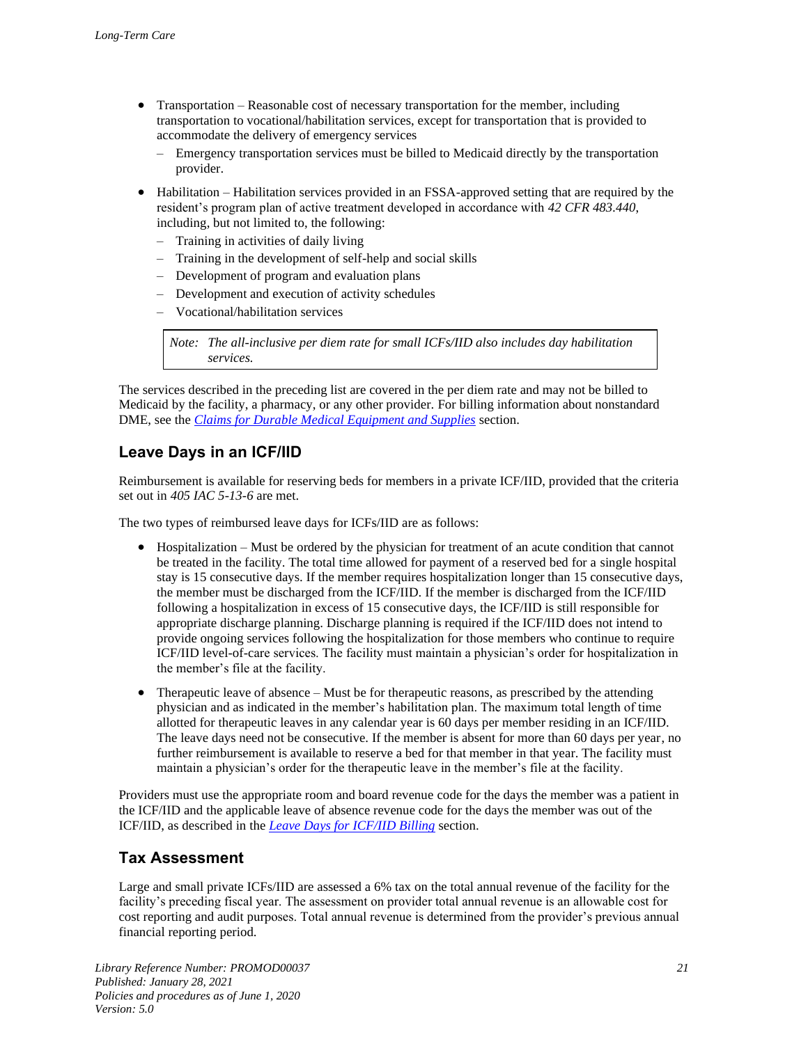- Transportation – Reasonable cost of necessary transportation for the member, including transportation to vocational/habilitation services, except for transportation that is provided to accommodate the delivery of emergency services
  - Emergency transportation services must be billed to Medicaid directly by the transportation provider.
- Habilitation – Habilitation services provided in an FSSA-approved setting that are required by the resident's program plan of active treatment developed in accordance with *42 CFR 483.440*, including, but not limited to, the following:
  - Training in activities of daily living
  - Training in the development of self-help and social skills
  - Development of program and evaluation plans
  - Development and execution of activity schedules
  - Vocational/habilitation services

> Note: *The all-inclusive per diem rate for small ICFs/IID also includes day habilitation services.*

The services described in the preceding list are covered in the per diem rate and may not be billed to Medicaid by the facility, a pharmacy, or any other provider. For billing information about nonstandard DME, see the *Claims for Durable Medical Equipment and Supplies* section.

## Leave Days in an ICF/IID

Reimbursement is available for reserving beds for members in a private ICF/IID, provided that the criteria set out in *405 IAC 5-13-6* are met.

The two types of reimbursed leave days for ICFs/IID are as follows:

- Hospitalization – Must be ordered by the physician for treatment of an acute condition that cannot be treated in the facility. The total time allowed for payment of a reserved bed for a single hospital stay is 15 consecutive days. If the member requires hospitalization longer than 15 consecutive days, the member must be discharged from the ICF/IID. If the member is discharged from the ICF/IID following a hospitalization in excess of 15 consecutive days, the ICF/IID is still responsible for appropriate discharge planning. Discharge planning is required if the ICF/IID does not intend to provide ongoing services following the hospitalization for those members who continue to require ICF/IID level-of-care services. The facility must maintain a physician's order for hospitalization in the member's file at the facility.
- Therapeutic leave of absence – Must be for therapeutic reasons, as prescribed by the attending physician and as indicated in the member's habilitation plan. The maximum total length of time allotted for therapeutic leaves in any calendar year is 60 days per member residing in an ICF/IID. The leave days need not be consecutive. If the member is absent for more than 60 days per year, no further reimbursement is available to reserve a bed for that member in that year. The facility must maintain a physician's order for the therapeutic leave in the member's file at the facility.

Providers must use the appropriate room and board revenue code for the days the member was a patient in the ICF/IID and the applicable leave of absence revenue code for the days the member was out of the ICF/IID, as described in the *Leave Days for ICF/IID Billing* section.

## Tax Assessment

Large and small private ICFs/IID are assessed a 6% tax on the total annual revenue of the facility for the facility's preceding fiscal year. The assessment on provider total annual revenue is an allowable cost for cost reporting and audit purposes. Total annual revenue is determined from the provider's previous annual financial reporting period.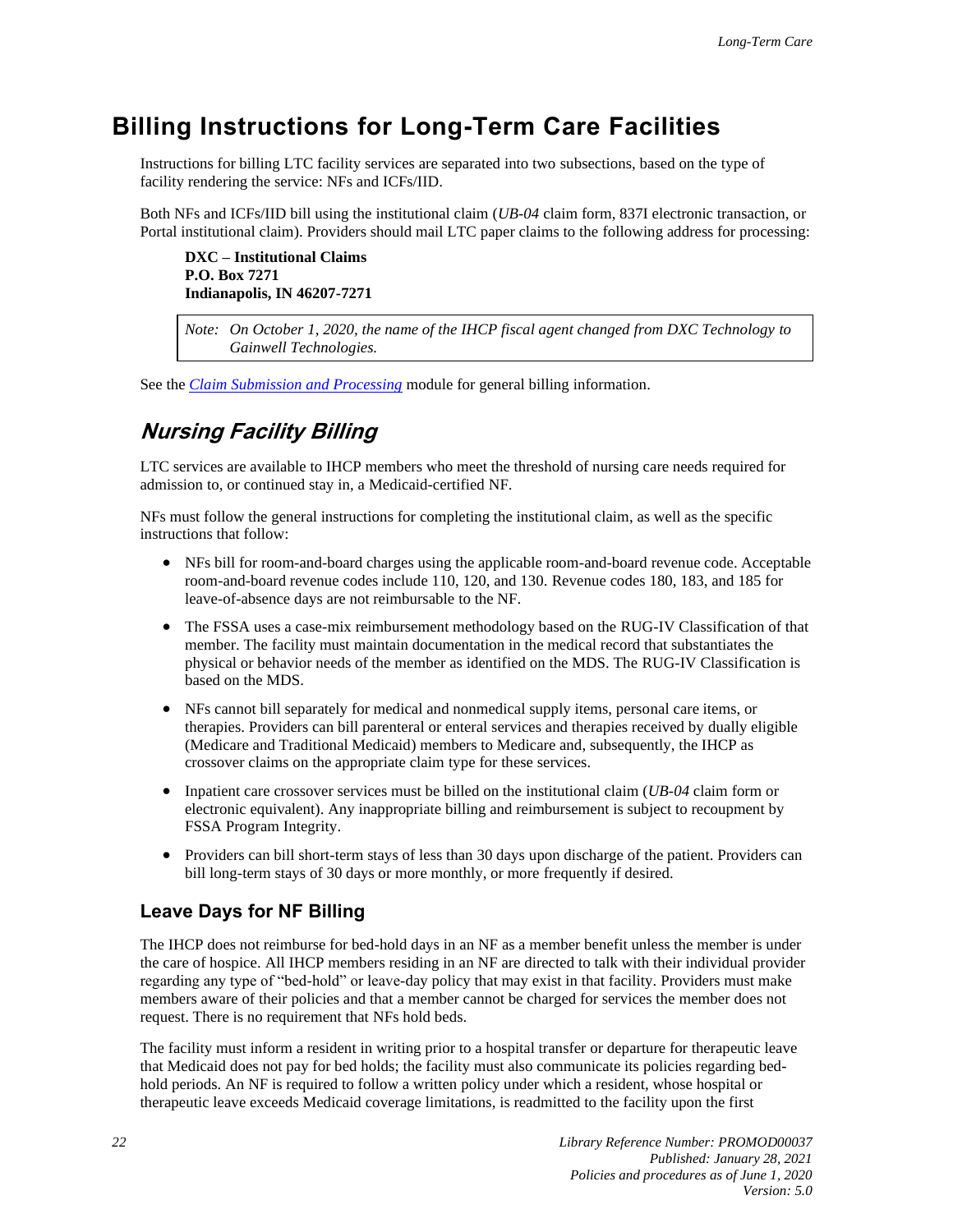# Billing Instructions for Long-Term Care Facilities

Instructions for billing LTC facility services are separated into two subsections, based on the type of facility rendering the service: NFs and ICFs/IID.

Both NFs and ICFs/IID bill using the institutional claim (*UB-04* claim form, 837I electronic transaction, or Portal institutional claim). Providers should mail LTC paper claims to the following address for processing:

**DXC – Institutional Claims**
**P.O. Box 7271**
**Indianapolis, IN 46207-7271**

> *Note: On October 1, 2020, the name of the IHCP fiscal agent changed from DXC Technology to Gainwell Technologies.*

See the *Claim Submission and Processing* module for general billing information.

## Nursing Facility Billing

LTC services are available to IHCP members who meet the threshold of nursing care needs required for admission to, or continued stay in, a Medicaid-certified NF.

NFs must follow the general instructions for completing the institutional claim, as well as the specific instructions that follow:

- NFs bill for room-and-board charges using the applicable room-and-board revenue code. Acceptable room-and-board revenue codes include 110, 120, and 130. Revenue codes 180, 183, and 185 for leave-of-absence days are not reimbursable to the NF.
- The FSSA uses a case-mix reimbursement methodology based on the RUG-IV Classification of that member. The facility must maintain documentation in the medical record that substantiates the physical or behavior needs of the member as identified on the MDS. The RUG-IV Classification is based on the MDS.
- NFs cannot bill separately for medical and nonmedical supply items, personal care items, or therapies. Providers can bill parenteral or enteral services and therapies received by dually eligible (Medicare and Traditional Medicaid) members to Medicare and, subsequently, the IHCP as crossover claims on the appropriate claim type for these services.
- Inpatient care crossover services must be billed on the institutional claim (*UB-04* claim form or electronic equivalent). Any inappropriate billing and reimbursement is subject to recoupment by FSSA Program Integrity.
- Providers can bill short-term stays of less than 30 days upon discharge of the patient. Providers can bill long-term stays of 30 days or more monthly, or more frequently if desired.

### Leave Days for NF Billing

The IHCP does not reimburse for bed-hold days in an NF as a member benefit unless the member is under the care of hospice. All IHCP members residing in an NF are directed to talk with their individual provider regarding any type of "bed-hold" or leave-day policy that may exist in that facility. Providers must make members aware of their policies and that a member cannot be charged for services the member does not request. There is no requirement that NFs hold beds.

The facility must inform a resident in writing prior to a hospital transfer or departure for therapeutic leave that Medicaid does not pay for bed holds; the facility must also communicate its policies regarding bed-hold periods. An NF is required to follow a written policy under which a resident, whose hospital or therapeutic leave exceeds Medicaid coverage limitations, is readmitted to the facility upon the first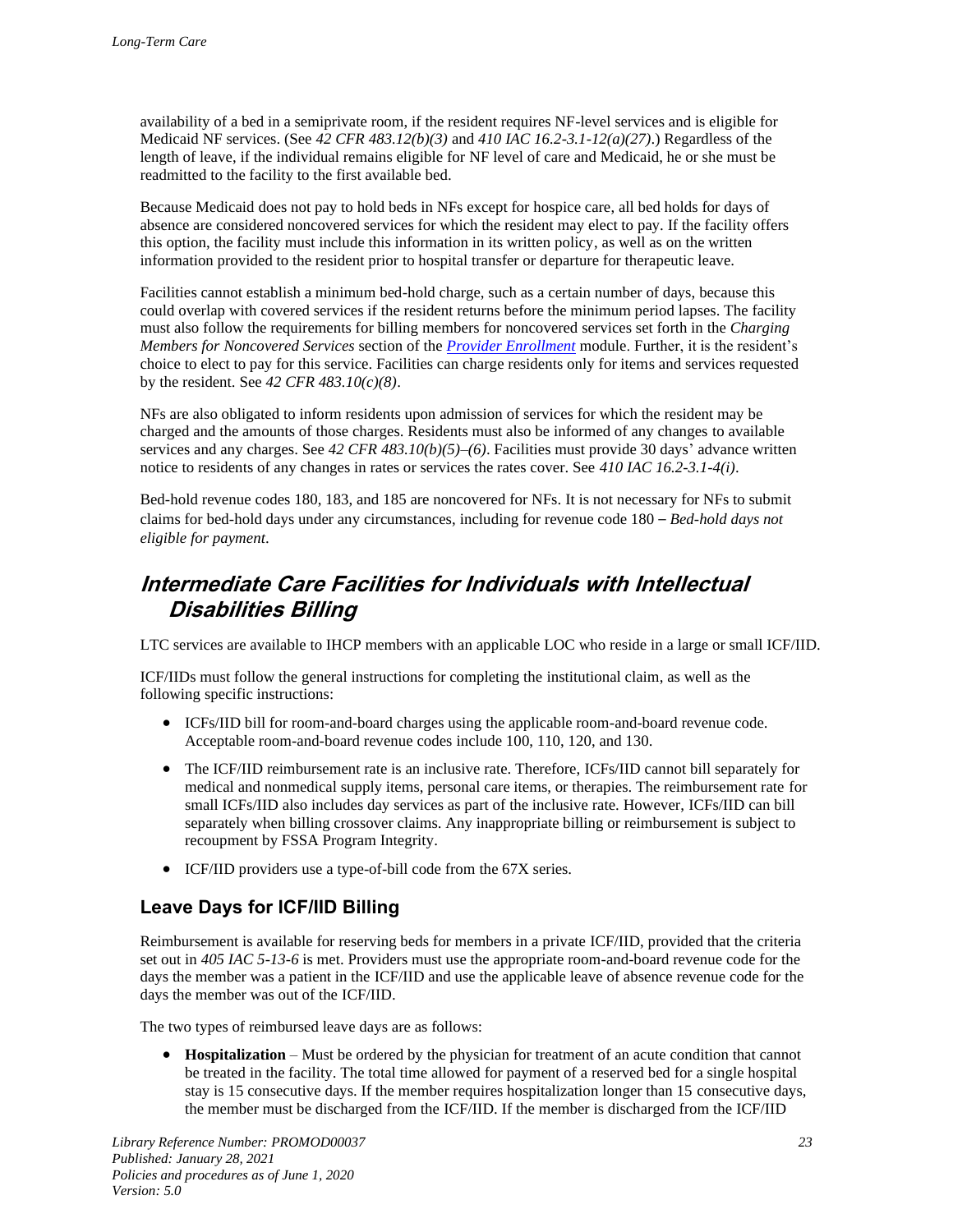availability of a bed in a semiprivate room, if the resident requires NF-level services and is eligible for Medicaid NF services. (See *42 CFR 483.12(b)(3)* and *410 IAC 16.2-3.1-12(a)(27)*.) Regardless of the length of leave, if the individual remains eligible for NF level of care and Medicaid, he or she must be readmitted to the facility to the first available bed.

Because Medicaid does not pay to hold beds in NFs except for hospice care, all bed holds for days of absence are considered noncovered services for which the resident may elect to pay. If the facility offers this option, the facility must include this information in its written policy, as well as on the written information provided to the resident prior to hospital transfer or departure for therapeutic leave.

Facilities cannot establish a minimum bed-hold charge, such as a certain number of days, because this could overlap with covered services if the resident returns before the minimum period lapses. The facility must also follow the requirements for billing members for noncovered services set forth in the *Charging Members for Noncovered Services* section of the *Provider Enrollment* module. Further, it is the resident's choice to elect to pay for this service. Facilities can charge residents only for items and services requested by the resident. See *42 CFR 483.10(c)(8)*.

NFs are also obligated to inform residents upon admission of services for which the resident may be charged and the amounts of those charges. Residents must also be informed of any changes to available services and any charges. See *42 CFR 483.10(b)(5)–(6)*. Facilities must provide 30 days' advance written notice to residents of any changes in rates or services the rates cover. See *410 IAC 16.2-3.1-4(i)*.

Bed-hold revenue codes 180, 183, and 185 are noncovered for NFs. It is not necessary for NFs to submit claims for bed-hold days under any circumstances, including for revenue code 180 – *Bed-hold days not eligible for payment*.

## Intermediate Care Facilities for Individuals with Intellectual Disabilities Billing

LTC services are available to IHCP members with an applicable LOC who reside in a large or small ICF/IID.

ICF/IIDs must follow the general instructions for completing the institutional claim, as well as the following specific instructions:

- ICFs/IID bill for room-and-board charges using the applicable room-and-board revenue code. Acceptable room-and-board revenue codes include 100, 110, 120, and 130.
- The ICF/IID reimbursement rate is an inclusive rate. Therefore, ICFs/IID cannot bill separately for medical and nonmedical supply items, personal care items, or therapies. The reimbursement rate for small ICFs/IID also includes day services as part of the inclusive rate. However, ICFs/IID can bill separately when billing crossover claims. Any inappropriate billing or reimbursement is subject to recoupment by FSSA Program Integrity.
- ICF/IID providers use a type-of-bill code from the 67X series.

### Leave Days for ICF/IID Billing

Reimbursement is available for reserving beds for members in a private ICF/IID, provided that the criteria set out in *405 IAC 5-13-6* is met. Providers must use the appropriate room-and-board revenue code for the days the member was a patient in the ICF/IID and use the applicable leave of absence revenue code for the days the member was out of the ICF/IID.

The two types of reimbursed leave days are as follows:

- **Hospitalization** – Must be ordered by the physician for treatment of an acute condition that cannot be treated in the facility. The total time allowed for payment of a reserved bed for a single hospital stay is 15 consecutive days. If the member requires hospitalization longer than 15 consecutive days, the member must be discharged from the ICF/IID. If the member is discharged from the ICF/IID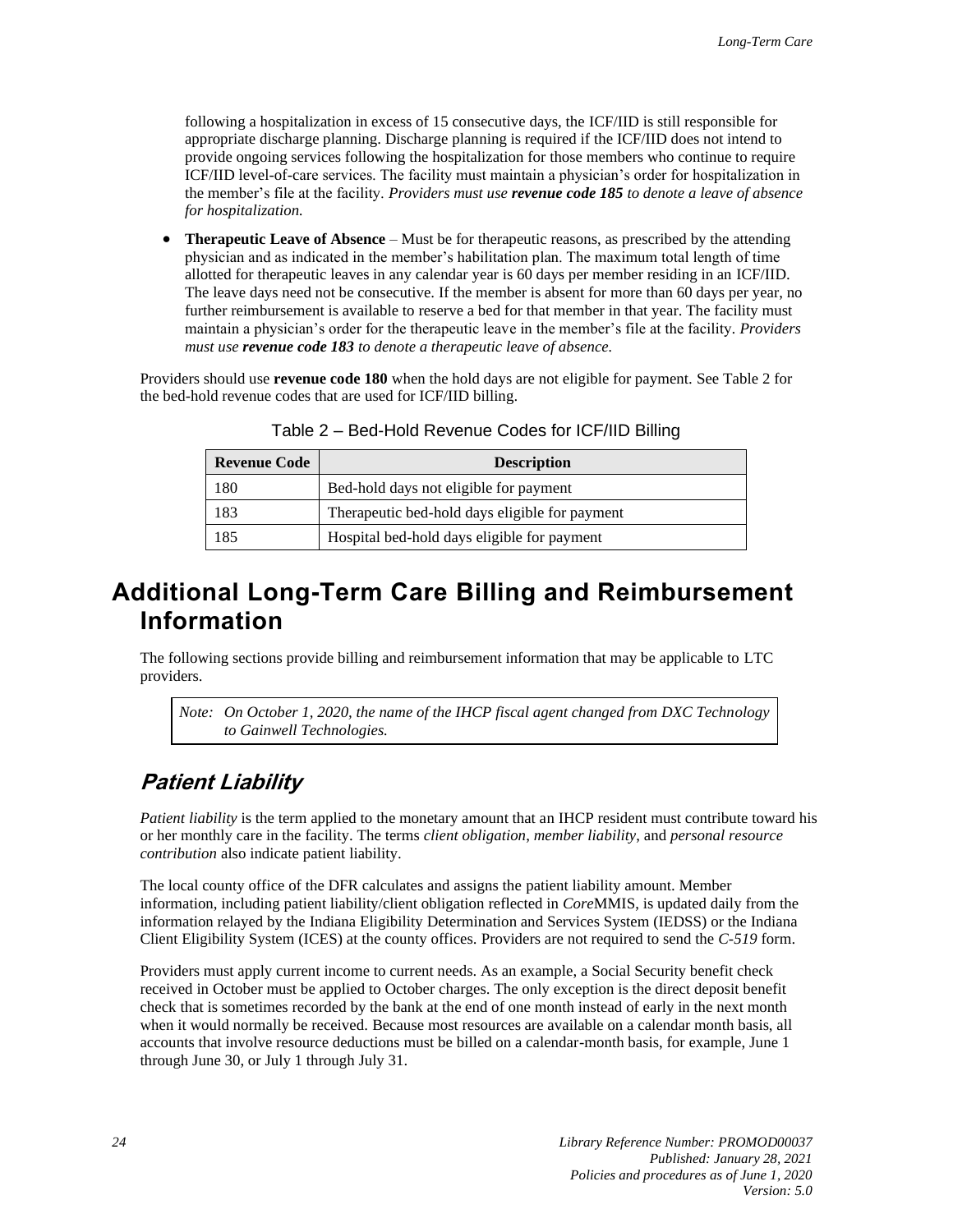following a hospitalization in excess of 15 consecutive days, the ICF/IID is still responsible for appropriate discharge planning. Discharge planning is required if the ICF/IID does not intend to provide ongoing services following the hospitalization for those members who continue to require ICF/IID level-of-care services. The facility must maintain a physician's order for hospitalization in the member's file at the facility. *Providers must use **revenue code 185** to denote a leave of absence for hospitalization.*

- **Therapeutic Leave of Absence** – Must be for therapeutic reasons, as prescribed by the attending physician and as indicated in the member's habilitation plan. The maximum total length of time allotted for therapeutic leaves in any calendar year is 60 days per member residing in an ICF/IID. The leave days need not be consecutive. If the member is absent for more than 60 days per year, no further reimbursement is available to reserve a bed for that member in that year. The facility must maintain a physician's order for the therapeutic leave in the member's file at the facility. *Providers must use **revenue code 183** to denote a therapeutic leave of absence.*

Providers should use **revenue code 180** when the hold days are not eligible for payment. See Table 2 for the bed-hold revenue codes that are used for ICF/IID billing.

Table 2 – Bed-Hold Revenue Codes for ICF/IID Billing

| Revenue Code | Description |
|---|---|
| 180 | Bed-hold days not eligible for payment |
| 183 | Therapeutic bed-hold days eligible for payment |
| 185 | Hospital bed-hold days eligible for payment |

# Additional Long-Term Care Billing and Reimbursement Information

The following sections provide billing and reimbursement information that may be applicable to LTC providers.

> *Note: On October 1, 2020, the name of the IHCP fiscal agent changed from DXC Technology to Gainwell Technologies.*

## Patient Liability

*Patient liability* is the term applied to the monetary amount that an IHCP resident must contribute toward his or her monthly care in the facility. The terms *client obligation*, *member liability*, and *personal resource contribution* also indicate patient liability.

The local county office of the DFR calculates and assigns the patient liability amount. Member information, including patient liability/client obligation reflected in *Core*MMIS, is updated daily from the information relayed by the Indiana Eligibility Determination and Services System (IEDSS) or the Indiana Client Eligibility System (ICES) at the county offices. Providers are not required to send the *C-519* form.

Providers must apply current income to current needs. As an example, a Social Security benefit check received in October must be applied to October charges. The only exception is the direct deposit benefit check that is sometimes recorded by the bank at the end of one month instead of early in the next month when it would normally be received. Because most resources are available on a calendar month basis, all accounts that involve resource deductions must be billed on a calendar-month basis, for example, June 1 through June 30, or July 1 through July 31.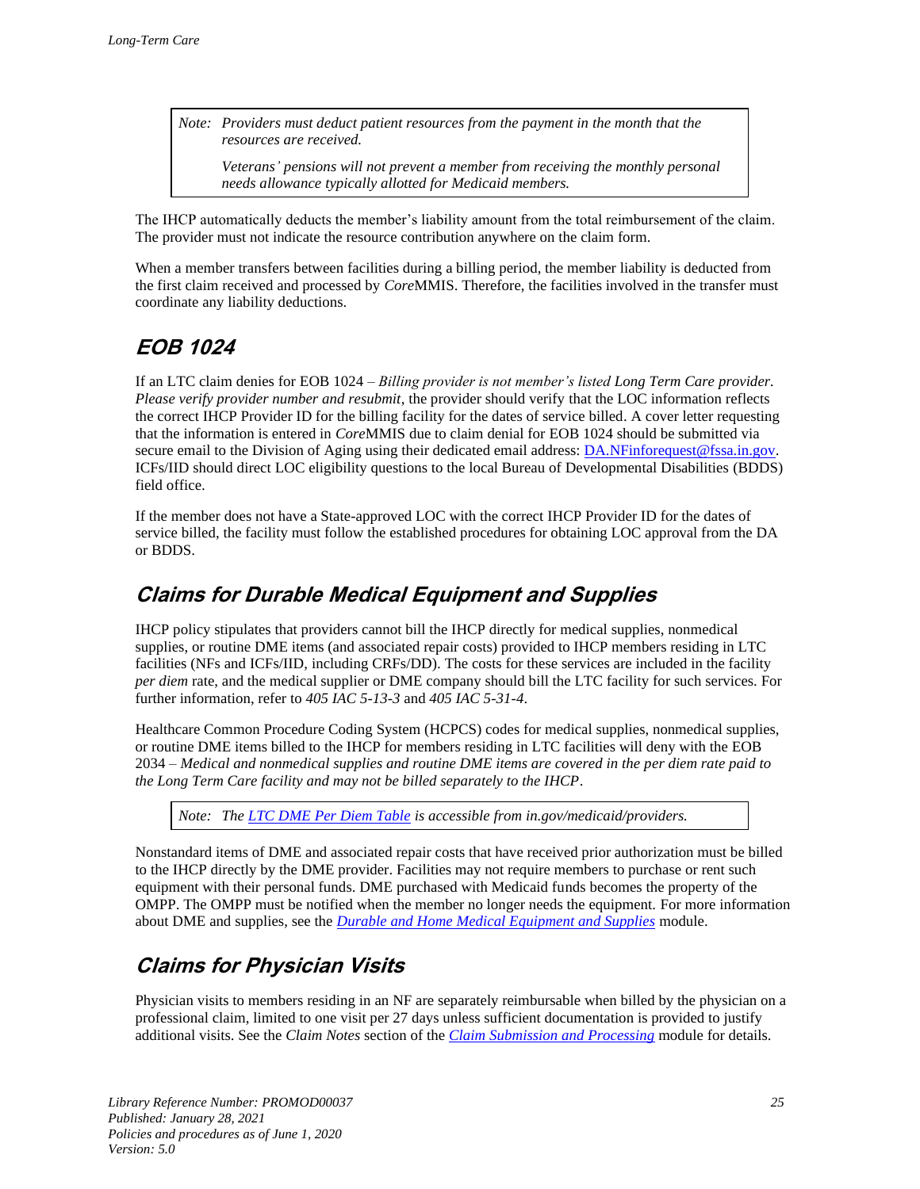> *Note: Providers must deduct patient resources from the payment in the month that the resources are received.*
>
> *Veterans' pensions will not prevent a member from receiving the monthly personal needs allowance typically allotted for Medicaid members.*

The IHCP automatically deducts the member's liability amount from the total reimbursement of the claim. The provider must not indicate the resource contribution anywhere on the claim form.

When a member transfers between facilities during a billing period, the member liability is deducted from the first claim received and processed by *Core*MMIS. Therefore, the facilities involved in the transfer must coordinate any liability deductions.

## EOB 1024

If an LTC claim denies for EOB 1024 – *Billing provider is not member's listed Long Term Care provider. Please verify provider number and resubmit*, the provider should verify that the LOC information reflects the correct IHCP Provider ID for the billing facility for the dates of service billed. A cover letter requesting that the information is entered in *Core*MMIS due to claim denial for EOB 1024 should be submitted via secure email to the Division of Aging using their dedicated email address: DA.NFinforequest@fssa.in.gov. ICFs/IID should direct LOC eligibility questions to the local Bureau of Developmental Disabilities (BDDS) field office.

If the member does not have a State-approved LOC with the correct IHCP Provider ID for the dates of service billed, the facility must follow the established procedures for obtaining LOC approval from the DA or BDDS.

## Claims for Durable Medical Equipment and Supplies

IHCP policy stipulates that providers cannot bill the IHCP directly for medical supplies, nonmedical supplies, or routine DME items (and associated repair costs) provided to IHCP members residing in LTC facilities (NFs and ICFs/IID, including CRFs/DD). The costs for these services are included in the facility *per diem* rate, and the medical supplier or DME company should bill the LTC facility for such services. For further information, refer to *405 IAC 5-13-3* and *405 IAC 5-31-4*.

Healthcare Common Procedure Coding System (HCPCS) codes for medical supplies, nonmedical supplies, or routine DME items billed to the IHCP for members residing in LTC facilities will deny with the EOB 2034 – *Medical and nonmedical supplies and routine DME items are covered in the per diem rate paid to the Long Term Care facility and may not be billed separately to the IHCP*.

> *Note: The LTC DME Per Diem Table is accessible from in.gov/medicaid/providers.*

Nonstandard items of DME and associated repair costs that have received prior authorization must be billed to the IHCP directly by the DME provider. Facilities may not require members to purchase or rent such equipment with their personal funds. DME purchased with Medicaid funds becomes the property of the OMPP. The OMPP must be notified when the member no longer needs the equipment. For more information about DME and supplies, see the *Durable and Home Medical Equipment and Supplies* module.

## Claims for Physician Visits

Physician visits to members residing in an NF are separately reimbursable when billed by the physician on a professional claim, limited to one visit per 27 days unless sufficient documentation is provided to justify additional visits. See the *Claim Notes* section of the *Claim Submission and Processing* module for details.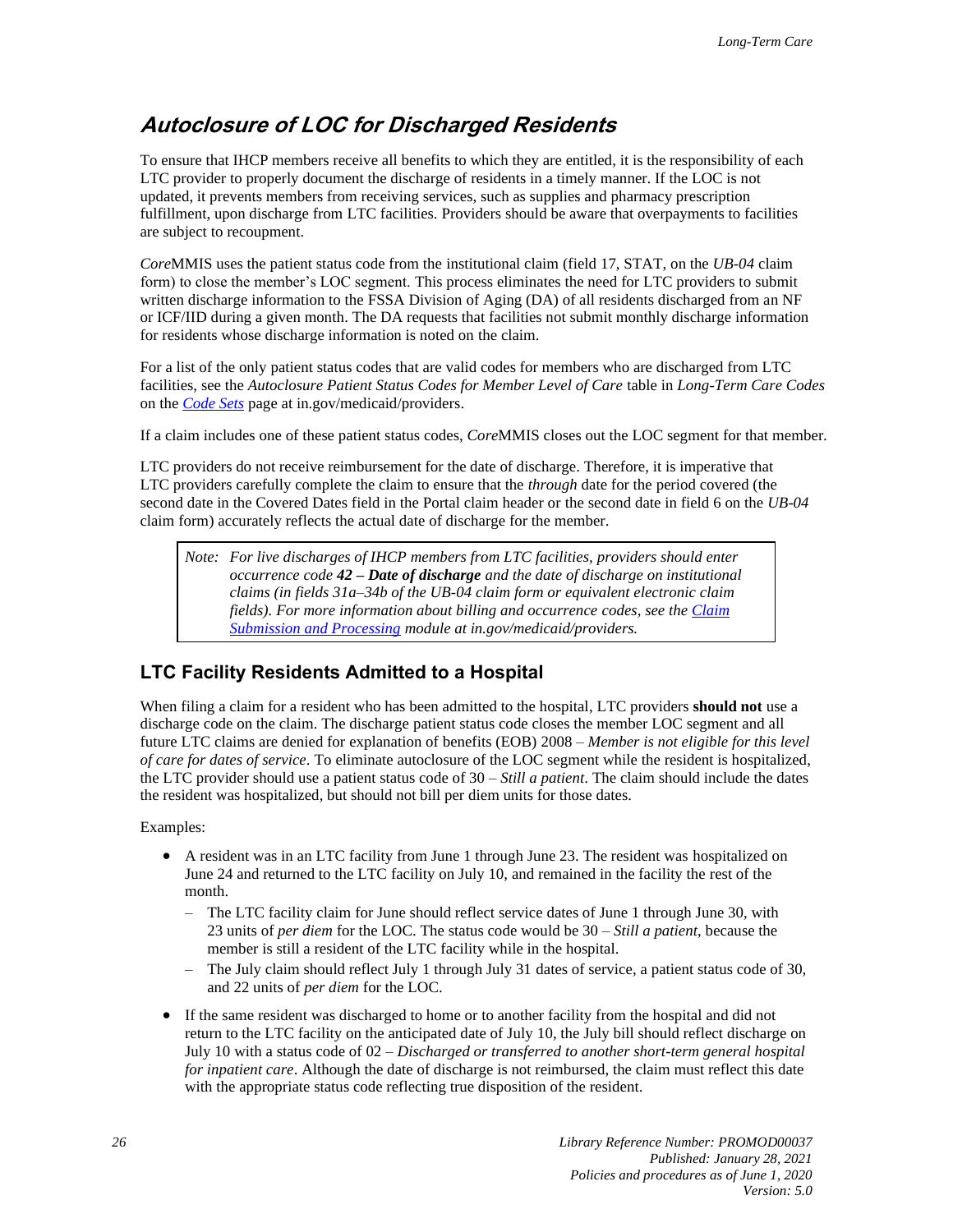## *Autoclosure of LOC for Discharged Residents*

To ensure that IHCP members receive all benefits to which they are entitled, it is the responsibility of each LTC provider to properly document the discharge of residents in a timely manner. If the LOC is not updated, it prevents members from receiving services, such as supplies and pharmacy prescription fulfillment, upon discharge from LTC facilities. Providers should be aware that overpayments to facilities are subject to recoupment.

*Core*MMIS uses the patient status code from the institutional claim (field 17, STAT, on the *UB-04* claim form) to close the member's LOC segment. This process eliminates the need for LTC providers to submit written discharge information to the FSSA Division of Aging (DA) of all residents discharged from an NF or ICF/IID during a given month. The DA requests that facilities not submit monthly discharge information for residents whose discharge information is noted on the claim.

For a list of the only patient status codes that are valid codes for members who are discharged from LTC facilities, see the *Autoclosure Patient Status Codes for Member Level of Care* table in *Long-Term Care Codes* on the [Code Sets](#) page at in.gov/medicaid/providers.

If a claim includes one of these patient status codes, *Core*MMIS closes out the LOC segment for that member.

LTC providers do not receive reimbursement for the date of discharge. Therefore, it is imperative that LTC providers carefully complete the claim to ensure that the *through* date for the period covered (the second date in the Covered Dates field in the Portal claim header or the second date in field 6 on the *UB-04* claim form) accurately reflects the actual date of discharge for the member.

> *Note: For live discharges of IHCP members from LTC facilities, providers should enter occurrence code **42 – Date of discharge** and the date of discharge on institutional claims (in fields 31a–34b of the UB-04 claim form or equivalent electronic claim fields). For more information about billing and occurrence codes, see the [Claim Submission and Processing](#) module at in.gov/medicaid/providers.*

### LTC Facility Residents Admitted to a Hospital

When filing a claim for a resident who has been admitted to the hospital, LTC providers **should not** use a discharge code on the claim. The discharge patient status code closes the member LOC segment and all future LTC claims are denied for explanation of benefits (EOB) 2008 – *Member is not eligible for this level of care for dates of service*. To eliminate autoclosure of the LOC segment while the resident is hospitalized, the LTC provider should use a patient status code of 30 – *Still a patient*. The claim should include the dates the resident was hospitalized, but should not bill per diem units for those dates.

Examples:

- A resident was in an LTC facility from June 1 through June 23. The resident was hospitalized on June 24 and returned to the LTC facility on July 10, and remained in the facility the rest of the month.
  - The LTC facility claim for June should reflect service dates of June 1 through June 30, with 23 units of *per diem* for the LOC. The status code would be 30 – *Still a patient*, because the member is still a resident of the LTC facility while in the hospital.
  - The July claim should reflect July 1 through July 31 dates of service, a patient status code of 30, and 22 units of *per diem* for the LOC.
- If the same resident was discharged to home or to another facility from the hospital and did not return to the LTC facility on the anticipated date of July 10, the July bill should reflect discharge on July 10 with a status code of 02 – *Discharged or transferred to another short-term general hospital for inpatient care*. Although the date of discharge is not reimbursed, the claim must reflect this date with the appropriate status code reflecting true disposition of the resident.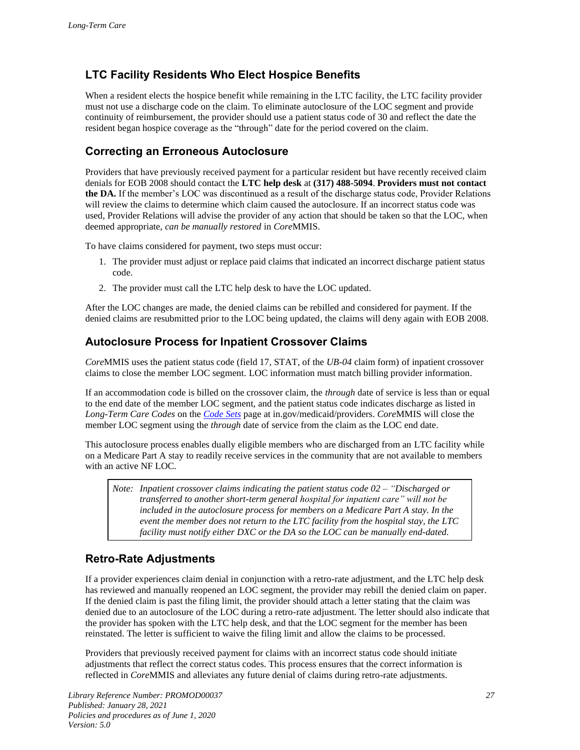## LTC Facility Residents Who Elect Hospice Benefits

When a resident elects the hospice benefit while remaining in the LTC facility, the LTC facility provider must not use a discharge code on the claim. To eliminate autoclosure of the LOC segment and provide continuity of reimbursement, the provider should use a patient status code of 30 and reflect the date the resident began hospice coverage as the "through" date for the period covered on the claim.

## Correcting an Erroneous Autoclosure

Providers that have previously received payment for a particular resident but have recently received claim denials for EOB 2008 should contact the **LTC help desk** at **(317) 488-5094**. **Providers must not contact the DA.** If the member's LOC was discontinued as a result of the discharge status code, Provider Relations will review the claims to determine which claim caused the autoclosure. If an incorrect status code was used, Provider Relations will advise the provider of any action that should be taken so that the LOC, when deemed appropriate, *can be manually restored* in *Core*MMIS.

To have claims considered for payment, two steps must occur:

1. The provider must adjust or replace paid claims that indicated an incorrect discharge patient status code.
2. The provider must call the LTC help desk to have the LOC updated.

After the LOC changes are made, the denied claims can be rebilled and considered for payment. If the denied claims are resubmitted prior to the LOC being updated, the claims will deny again with EOB 2008.

## Autoclosure Process for Inpatient Crossover Claims

*Core*MMIS uses the patient status code (field 17, STAT, of the *UB-04* claim form) of inpatient crossover claims to close the member LOC segment. LOC information must match billing provider information.

If an accommodation code is billed on the crossover claim, the *through* date of service is less than or equal to the end date of the member LOC segment, and the patient status code indicates discharge as listed in *Long-Term Care Codes* on the [Code Sets](in.gov/medicaid/providers) page at in.gov/medicaid/providers. *Core*MMIS will close the member LOC segment using the *through* date of service from the claim as the LOC end date.

This autoclosure process enables dually eligible members who are discharged from an LTC facility while on a Medicare Part A stay to readily receive services in the community that are not available to members with an active NF LOC.

> *Note: Inpatient crossover claims indicating the patient status code 02 – "Discharged or transferred to another short-term general hospital for inpatient care" will not be included in the autoclosure process for members on a Medicare Part A stay. In the event the member does not return to the LTC facility from the hospital stay, the LTC facility must notify either DXC or the DA so the LOC can be manually end-dated.*

## Retro-Rate Adjustments

If a provider experiences claim denial in conjunction with a retro-rate adjustment, and the LTC help desk has reviewed and manually reopened an LOC segment, the provider may rebill the denied claim on paper. If the denied claim is past the filing limit, the provider should attach a letter stating that the claim was denied due to an autoclosure of the LOC during a retro-rate adjustment. The letter should also indicate that the provider has spoken with the LTC help desk, and that the LOC segment for the member has been reinstated. The letter is sufficient to waive the filing limit and allow the claims to be processed.

Providers that previously received payment for claims with an incorrect status code should initiate adjustments that reflect the correct status codes. This process ensures that the correct information is reflected in *Core*MMIS and alleviates any future denial of claims during retro-rate adjustments.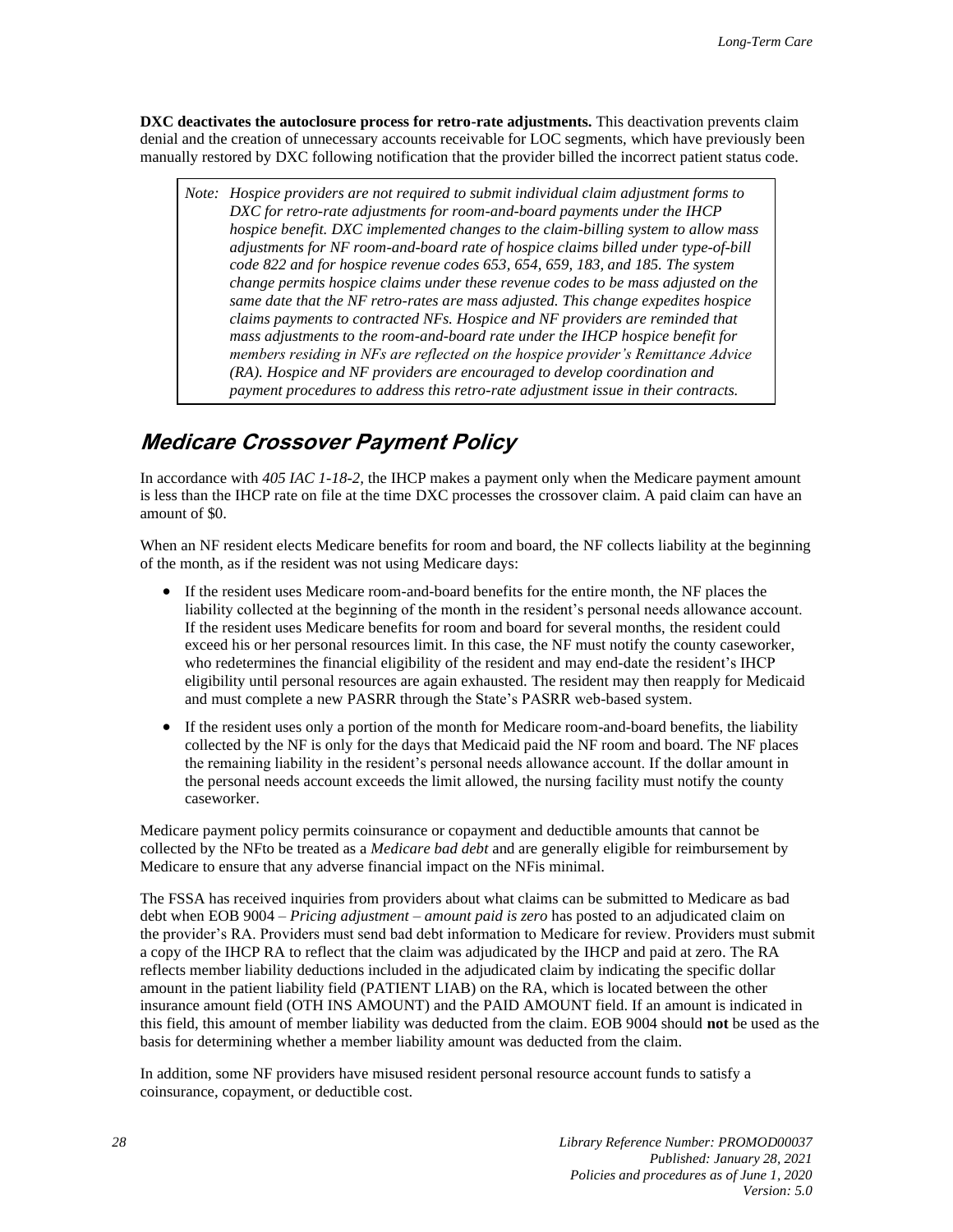**DXC deactivates the autoclosure process for retro-rate adjustments.** This deactivation prevents claim denial and the creation of unnecessary accounts receivable for LOC segments, which have previously been manually restored by DXC following notification that the provider billed the incorrect patient status code.

> *Note: Hospice providers are not required to submit individual claim adjustment forms to DXC for retro-rate adjustments for room-and-board payments under the IHCP hospice benefit. DXC implemented changes to the claim-billing system to allow mass adjustments for NF room-and-board rate of hospice claims billed under type-of-bill code 822 and for hospice revenue codes 653, 654, 659, 183, and 185. The system change permits hospice claims under these revenue codes to be mass adjusted on the same date that the NF retro-rates are mass adjusted. This change expedites hospice claims payments to contracted NFs. Hospice and NF providers are reminded that mass adjustments to the room-and-board rate under the IHCP hospice benefit for members residing in NFs are reflected on the hospice provider's Remittance Advice (RA). Hospice and NF providers are encouraged to develop coordination and payment procedures to address this retro-rate adjustment issue in their contracts.*

## Medicare Crossover Payment Policy

In accordance with *405 IAC 1-18-2*, the IHCP makes a payment only when the Medicare payment amount is less than the IHCP rate on file at the time DXC processes the crossover claim. A paid claim can have an amount of $0.

When an NF resident elects Medicare benefits for room and board, the NF collects liability at the beginning of the month, as if the resident was not using Medicare days:

- If the resident uses Medicare room-and-board benefits for the entire month, the NF places the liability collected at the beginning of the month in the resident's personal needs allowance account. If the resident uses Medicare benefits for room and board for several months, the resident could exceed his or her personal resources limit. In this case, the NF must notify the county caseworker, who redetermines the financial eligibility of the resident and may end-date the resident's IHCP eligibility until personal resources are again exhausted. The resident may then reapply for Medicaid and must complete a new PASRR through the State's PASRR web-based system.
- If the resident uses only a portion of the month for Medicare room-and-board benefits, the liability collected by the NF is only for the days that Medicaid paid the NF room and board. The NF places the remaining liability in the resident's personal needs allowance account. If the dollar amount in the personal needs account exceeds the limit allowed, the nursing facility must notify the county caseworker.

Medicare payment policy permits coinsurance or copayment and deductible amounts that cannot be collected by the NFto be treated as a *Medicare bad debt* and are generally eligible for reimbursement by Medicare to ensure that any adverse financial impact on the NFis minimal.

The FSSA has received inquiries from providers about what claims can be submitted to Medicare as bad debt when EOB 9004 – *Pricing adjustment – amount paid is zero* has posted to an adjudicated claim on the provider's RA. Providers must send bad debt information to Medicare for review. Providers must submit a copy of the IHCP RA to reflect that the claim was adjudicated by the IHCP and paid at zero. The RA reflects member liability deductions included in the adjudicated claim by indicating the specific dollar amount in the patient liability field (PATIENT LIAB) on the RA, which is located between the other insurance amount field (OTH INS AMOUNT) and the PAID AMOUNT field. If an amount is indicated in this field, this amount of member liability was deducted from the claim. EOB 9004 should **not** be used as the basis for determining whether a member liability amount was deducted from the claim.

In addition, some NF providers have misused resident personal resource account funds to satisfy a coinsurance, copayment, or deductible cost.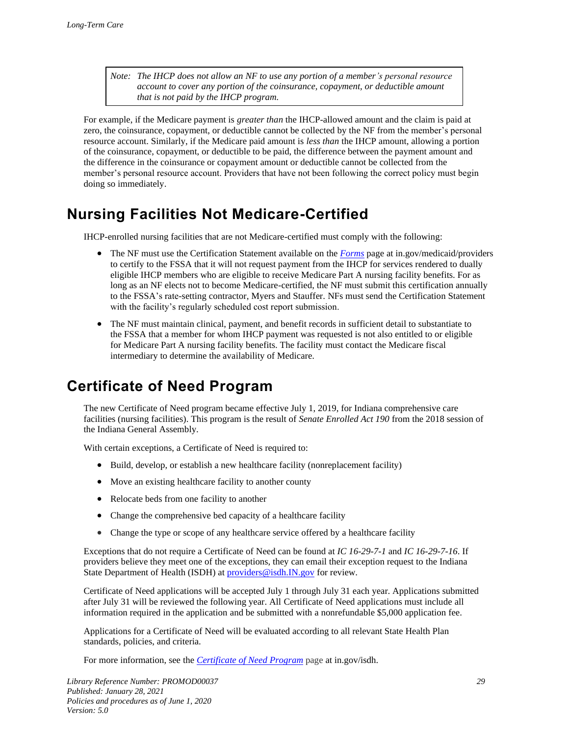> *Note: The IHCP does not allow an NF to use any portion of a member's personal resource account to cover any portion of the coinsurance, copayment, or deductible amount that is not paid by the IHCP program.*

For example, if the Medicare payment is *greater than* the IHCP-allowed amount and the claim is paid at zero, the coinsurance, copayment, or deductible cannot be collected by the NF from the member's personal resource account. Similarly, if the Medicare paid amount is *less than* the IHCP amount, allowing a portion of the coinsurance, copayment, or deductible to be paid, the difference between the payment amount and the difference in the coinsurance or copayment amount or deductible cannot be collected from the member's personal resource account. Providers that have not been following the correct policy must begin doing so immediately.

## Nursing Facilities Not Medicare-Certified

IHCP-enrolled nursing facilities that are not Medicare-certified must comply with the following:

- The NF must use the Certification Statement available on the *Forms* page at in.gov/medicaid/providers to certify to the FSSA that it will not request payment from the IHCP for services rendered to dually eligible IHCP members who are eligible to receive Medicare Part A nursing facility benefits. For as long as an NF elects not to become Medicare-certified, the NF must submit this certification annually to the FSSA's rate-setting contractor, Myers and Stauffer. NFs must send the Certification Statement with the facility's regularly scheduled cost report submission.
- The NF must maintain clinical, payment, and benefit records in sufficient detail to substantiate to the FSSA that a member for whom IHCP payment was requested is not also entitled to or eligible for Medicare Part A nursing facility benefits. The facility must contact the Medicare fiscal intermediary to determine the availability of Medicare.

## Certificate of Need Program

The new Certificate of Need program became effective July 1, 2019, for Indiana comprehensive care facilities (nursing facilities). This program is the result of *Senate Enrolled Act 190* from the 2018 session of the Indiana General Assembly.

With certain exceptions, a Certificate of Need is required to:

- Build, develop, or establish a new healthcare facility (nonreplacement facility)
- Move an existing healthcare facility to another county
- Relocate beds from one facility to another
- Change the comprehensive bed capacity of a healthcare facility
- Change the type or scope of any healthcare service offered by a healthcare facility

Exceptions that do not require a Certificate of Need can be found at *IC 16-29-7-1* and *IC 16-29-7-16*. If providers believe they meet one of the exceptions, they can email their exception request to the Indiana State Department of Health (ISDH) at providers@isdh.IN.gov for review.

Certificate of Need applications will be accepted July 1 through July 31 each year. Applications submitted after July 31 will be reviewed the following year. All Certificate of Need applications must include all information required in the application and be submitted with a nonrefundable $5,000 application fee.

Applications for a Certificate of Need will be evaluated according to all relevant State Health Plan standards, policies, and criteria.

For more information, see the *Certificate of Need Program* page at in.gov/isdh.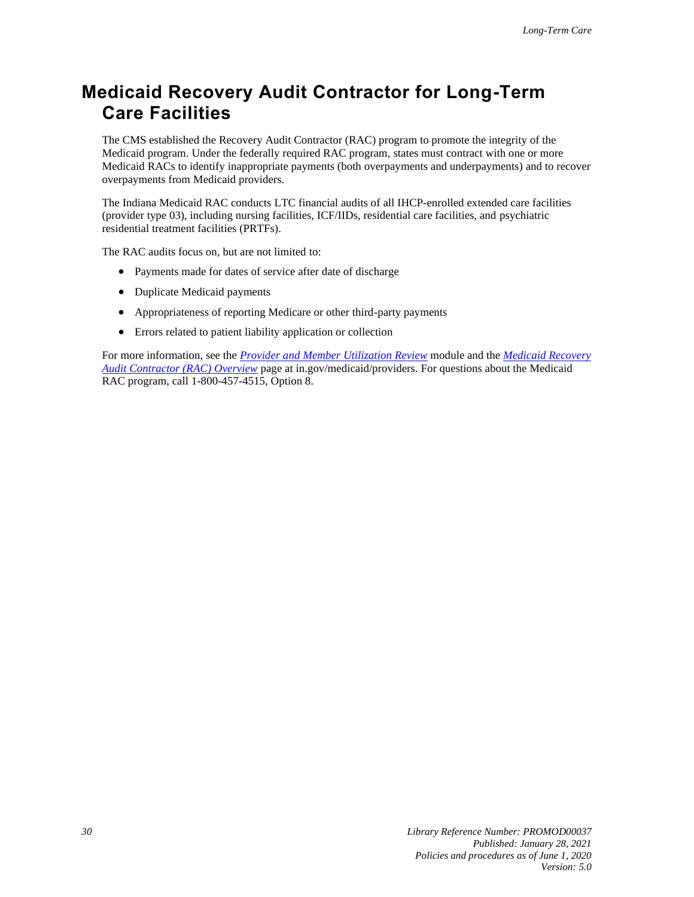# Medicaid Recovery Audit Contractor for Long-Term Care Facilities

The CMS established the Recovery Audit Contractor (RAC) program to promote the integrity of the Medicaid program. Under the federally required RAC program, states must contract with one or more Medicaid RACs to identify inappropriate payments (both overpayments and underpayments) and to recover overpayments from Medicaid providers.

The Indiana Medicaid RAC conducts LTC financial audits of all IHCP-enrolled extended care facilities (provider type 03), including nursing facilities, ICF/IIDs, residential care facilities, and psychiatric residential treatment facilities (PRTFs).

The RAC audits focus on, but are not limited to:

- Payments made for dates of service after date of discharge
- Duplicate Medicaid payments
- Appropriateness of reporting Medicare or other third-party payments
- Errors related to patient liability application or collection

For more information, see the *Provider and Member Utilization Review* module and the *Medicaid Recovery Audit Contractor (RAC) Overview* page at in.gov/medicaid/providers. For questions about the Medicaid RAC program, call 1-800-457-4515, Option 8.